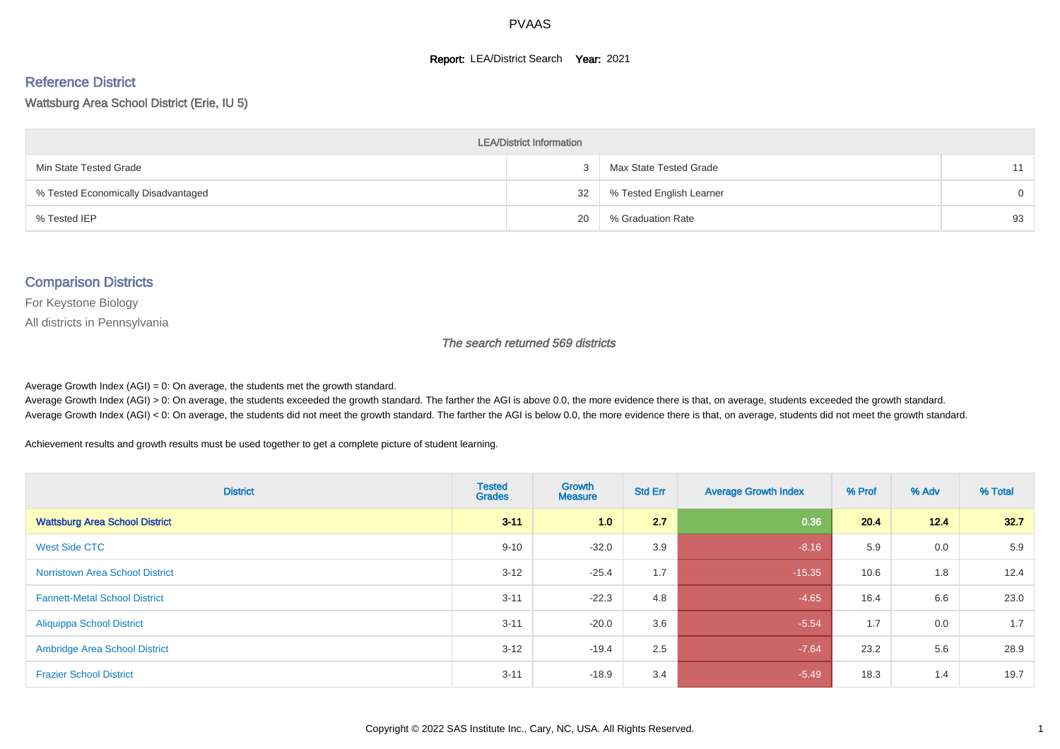PVAAS

**Report:** LEA/District Search **Year:** 2021

## Reference District

Wattsburg Area School District (Erie, IU 5)

| LEA/District Information | | | |
|---|---|---|---|
| Min State Tested Grade | 3 | Max State Tested Grade | 11 |
| % Tested Economically Disadvantaged | 32 | % Tested English Learner | 0 |
| % Tested IEP | 20 | % Graduation Rate | 93 |

## Comparison Districts

For Keystone Biology

All districts in Pennsylvania

*The search returned 569 districts*

Average Growth Index (AGI) = 0: On average, the students met the growth standard.
Average Growth Index (AGI) > 0: On average, the students exceeded the growth standard. The farther the AGI is above 0.0, the more evidence there is that, on average, students exceeded the growth standard.
Average Growth Index (AGI) < 0: On average, the students did not meet the growth standard. The farther the AGI is below 0.0, the more evidence there is that, on average, students did not meet the growth standard.

Achievement results and growth results must be used together to get a complete picture of student learning.

| District | Tested Grades | Growth Measure | Std Err | Average Growth Index | % Prof | % Adv | % Total |
|---|---|---|---|---|---|---|---|
| **Wattsburg Area School District** | **3-11** | **1.0** | **2.7** | **0.36** | **20.4** | **12.4** | **32.7** |
| West Side CTC | 9-10 | -32.0 | 3.9 | -8.16 | 5.9 | 0.0 | 5.9 |
| Norristown Area School District | 3-12 | -25.4 | 1.7 | -15.35 | 10.6 | 1.8 | 12.4 |
| Fannett-Metal School District | 3-11 | -22.3 | 4.8 | -4.65 | 16.4 | 6.6 | 23.0 |
| Aliquippa School District | 3-11 | -20.0 | 3.6 | -5.54 | 1.7 | 0.0 | 1.7 |
| Ambridge Area School District | 3-12 | -19.4 | 2.5 | -7.64 | 23.2 | 5.6 | 28.9 |
| Frazier School District | 3-11 | -18.9 | 3.4 | -5.49 | 18.3 | 1.4 | 19.7 |

Copyright © 2022 SAS Institute Inc., Cary, NC, USA. All Rights Reserved.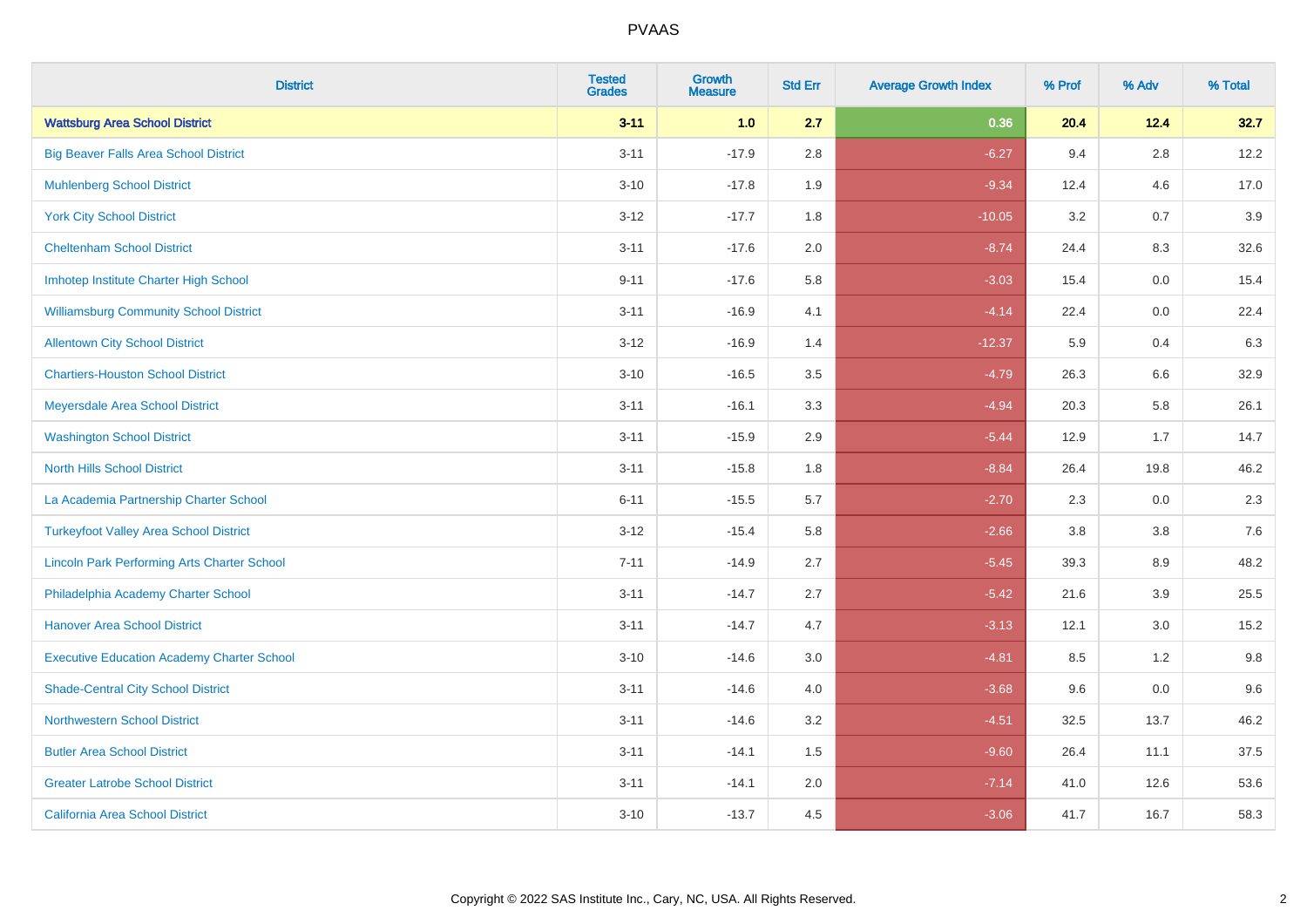# PVAAS

| District | Tested Grades | Growth Measure | Std Err | Average Growth Index | % Prof | % Adv | % Total |
|---|---|---|---|---|---|---|---|
| **Wattsburg Area School District** | **3-11** | **1.0** | **2.7** | **0.36** | **20.4** | **12.4** | **32.7** |
| Big Beaver Falls Area School District | 3-11 | -17.9 | 2.8 | -6.27 | 9.4 | 2.8 | 12.2 |
| Muhlenberg School District | 3-10 | -17.8 | 1.9 | -9.34 | 12.4 | 4.6 | 17.0 |
| York City School District | 3-12 | -17.7 | 1.8 | -10.05 | 3.2 | 0.7 | 3.9 |
| Cheltenham School District | 3-11 | -17.6 | 2.0 | -8.74 | 24.4 | 8.3 | 32.6 |
| Imhotep Institute Charter High School | 9-11 | -17.6 | 5.8 | -3.03 | 15.4 | 0.0 | 15.4 |
| Williamsburg Community School District | 3-11 | -16.9 | 4.1 | -4.14 | 22.4 | 0.0 | 22.4 |
| Allentown City School District | 3-12 | -16.9 | 1.4 | -12.37 | 5.9 | 0.4 | 6.3 |
| Chartiers-Houston School District | 3-10 | -16.5 | 3.5 | -4.79 | 26.3 | 6.6 | 32.9 |
| Meyersdale Area School District | 3-11 | -16.1 | 3.3 | -4.94 | 20.3 | 5.8 | 26.1 |
| Washington School District | 3-11 | -15.9 | 2.9 | -5.44 | 12.9 | 1.7 | 14.7 |
| North Hills School District | 3-11 | -15.8 | 1.8 | -8.84 | 26.4 | 19.8 | 46.2 |
| La Academia Partnership Charter School | 6-11 | -15.5 | 5.7 | -2.70 | 2.3 | 0.0 | 2.3 |
| Turkeyfoot Valley Area School District | 3-12 | -15.4 | 5.8 | -2.66 | 3.8 | 3.8 | 7.6 |
| Lincoln Park Performing Arts Charter School | 7-11 | -14.9 | 2.7 | -5.45 | 39.3 | 8.9 | 48.2 |
| Philadelphia Academy Charter School | 3-11 | -14.7 | 2.7 | -5.42 | 21.6 | 3.9 | 25.5 |
| Hanover Area School District | 3-11 | -14.7 | 4.7 | -3.13 | 12.1 | 3.0 | 15.2 |
| Executive Education Academy Charter School | 3-10 | -14.6 | 3.0 | -4.81 | 8.5 | 1.2 | 9.8 |
| Shade-Central City School District | 3-11 | -14.6 | 4.0 | -3.68 | 9.6 | 0.0 | 9.6 |
| Northwestern School District | 3-11 | -14.6 | 3.2 | -4.51 | 32.5 | 13.7 | 46.2 |
| Butler Area School District | 3-11 | -14.1 | 1.5 | -9.60 | 26.4 | 11.1 | 37.5 |
| Greater Latrobe School District | 3-11 | -14.1 | 2.0 | -7.14 | 41.0 | 12.6 | 53.6 |
| California Area School District | 3-10 | -13.7 | 4.5 | -3.06 | 41.7 | 16.7 | 58.3 |

Copyright © 2022 SAS Institute Inc., Cary, NC, USA. All Rights Reserved.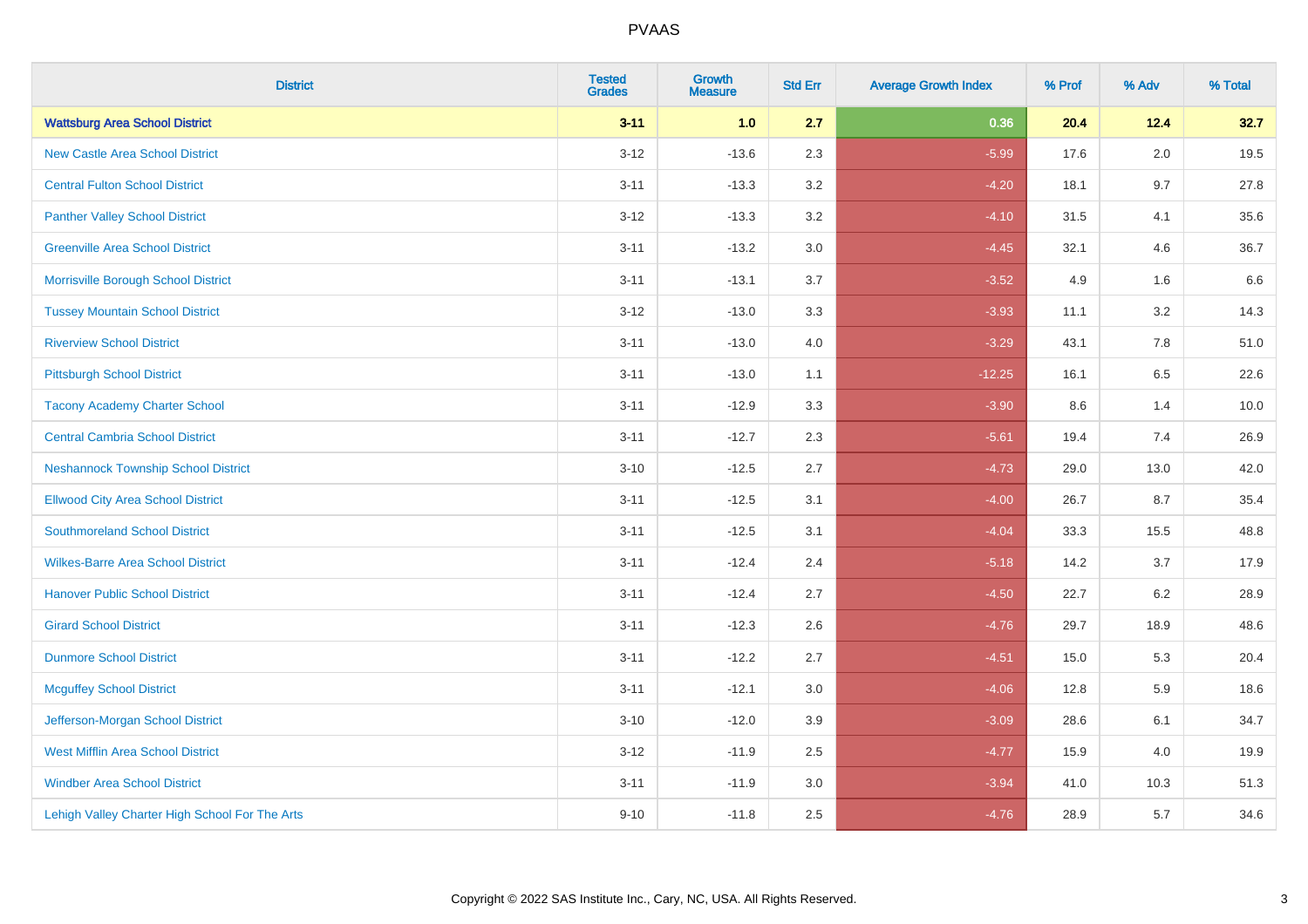| District | Tested Grades | Growth Measure | Std Err | Average Growth Index | % Prof | % Adv | % Total |
|---|---|---|---|---|---|---|---|
| **Wattsburg Area School District** | **3-11** | **1.0** | **2.7** | **0.36** | **20.4** | **12.4** | **32.7** |
| New Castle Area School District | 3-12 | -13.6 | 2.3 | -5.99 | 17.6 | 2.0 | 19.5 |
| Central Fulton School District | 3-11 | -13.3 | 3.2 | -4.20 | 18.1 | 9.7 | 27.8 |
| Panther Valley School District | 3-12 | -13.3 | 3.2 | -4.10 | 31.5 | 4.1 | 35.6 |
| Greenville Area School District | 3-11 | -13.2 | 3.0 | -4.45 | 32.1 | 4.6 | 36.7 |
| Morrisville Borough School District | 3-11 | -13.1 | 3.7 | -3.52 | 4.9 | 1.6 | 6.6 |
| Tussey Mountain School District | 3-12 | -13.0 | 3.3 | -3.93 | 11.1 | 3.2 | 14.3 |
| Riverview School District | 3-11 | -13.0 | 4.0 | -3.29 | 43.1 | 7.8 | 51.0 |
| Pittsburgh School District | 3-11 | -13.0 | 1.1 | -12.25 | 16.1 | 6.5 | 22.6 |
| Tacony Academy Charter School | 3-11 | -12.9 | 3.3 | -3.90 | 8.6 | 1.4 | 10.0 |
| Central Cambria School District | 3-11 | -12.7 | 2.3 | -5.61 | 19.4 | 7.4 | 26.9 |
| Neshannock Township School District | 3-10 | -12.5 | 2.7 | -4.73 | 29.0 | 13.0 | 42.0 |
| Ellwood City Area School District | 3-11 | -12.5 | 3.1 | -4.00 | 26.7 | 8.7 | 35.4 |
| Southmoreland School District | 3-11 | -12.5 | 3.1 | -4.04 | 33.3 | 15.5 | 48.8 |
| Wilkes-Barre Area School District | 3-11 | -12.4 | 2.4 | -5.18 | 14.2 | 3.7 | 17.9 |
| Hanover Public School District | 3-11 | -12.4 | 2.7 | -4.50 | 22.7 | 6.2 | 28.9 |
| Girard School District | 3-11 | -12.3 | 2.6 | -4.76 | 29.7 | 18.9 | 48.6 |
| Dunmore School District | 3-11 | -12.2 | 2.7 | -4.51 | 15.0 | 5.3 | 20.4 |
| Mcguffey School District | 3-11 | -12.1 | 3.0 | -4.06 | 12.8 | 5.9 | 18.6 |
| Jefferson-Morgan School District | 3-10 | -12.0 | 3.9 | -3.09 | 28.6 | 6.1 | 34.7 |
| West Mifflin Area School District | 3-12 | -11.9 | 2.5 | -4.77 | 15.9 | 4.0 | 19.9 |
| Windber Area School District | 3-11 | -11.9 | 3.0 | -3.94 | 41.0 | 10.3 | 51.3 |
| Lehigh Valley Charter High School For The Arts | 9-10 | -11.8 | 2.5 | -4.76 | 28.9 | 5.7 | 34.6 |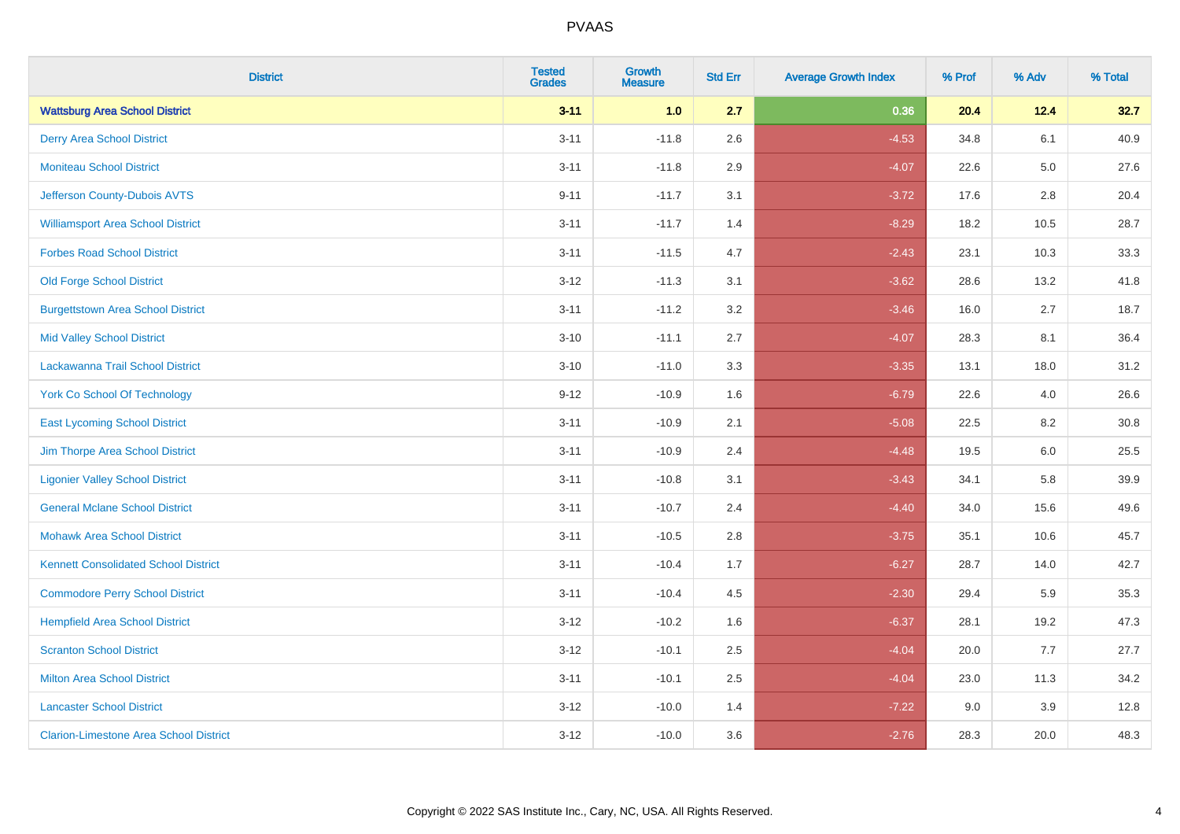| District | Tested Grades | Growth Measure | Std Err | Average Growth Index | % Prof | % Adv | % Total |
|---|---|---|---|---|---|---|---|
| **Wattsburg Area School District** | **3-11** | **1.0** | **2.7** | **0.36** | **20.4** | **12.4** | **32.7** |
| Derry Area School District | 3-11 | -11.8 | 2.6 | -4.53 | 34.8 | 6.1 | 40.9 |
| Moniteau School District | 3-11 | -11.8 | 2.9 | -4.07 | 22.6 | 5.0 | 27.6 |
| Jefferson County-Dubois AVTS | 9-11 | -11.7 | 3.1 | -3.72 | 17.6 | 2.8 | 20.4 |
| Williamsport Area School District | 3-11 | -11.7 | 1.4 | -8.29 | 18.2 | 10.5 | 28.7 |
| Forbes Road School District | 3-11 | -11.5 | 4.7 | -2.43 | 23.1 | 10.3 | 33.3 |
| Old Forge School District | 3-12 | -11.3 | 3.1 | -3.62 | 28.6 | 13.2 | 41.8 |
| Burgettstown Area School District | 3-11 | -11.2 | 3.2 | -3.46 | 16.0 | 2.7 | 18.7 |
| Mid Valley School District | 3-10 | -11.1 | 2.7 | -4.07 | 28.3 | 8.1 | 36.4 |
| Lackawanna Trail School District | 3-10 | -11.0 | 3.3 | -3.35 | 13.1 | 18.0 | 31.2 |
| York Co School Of Technology | 9-12 | -10.9 | 1.6 | -6.79 | 22.6 | 4.0 | 26.6 |
| East Lycoming School District | 3-11 | -10.9 | 2.1 | -5.08 | 22.5 | 8.2 | 30.8 |
| Jim Thorpe Area School District | 3-11 | -10.9 | 2.4 | -4.48 | 19.5 | 6.0 | 25.5 |
| Ligonier Valley School District | 3-11 | -10.8 | 3.1 | -3.43 | 34.1 | 5.8 | 39.9 |
| General Mclane School District | 3-11 | -10.7 | 2.4 | -4.40 | 34.0 | 15.6 | 49.6 |
| Mohawk Area School District | 3-11 | -10.5 | 2.8 | -3.75 | 35.1 | 10.6 | 45.7 |
| Kennett Consolidated School District | 3-11 | -10.4 | 1.7 | -6.27 | 28.7 | 14.0 | 42.7 |
| Commodore Perry School District | 3-11 | -10.4 | 4.5 | -2.30 | 29.4 | 5.9 | 35.3 |
| Hempfield Area School District | 3-12 | -10.2 | 1.6 | -6.37 | 28.1 | 19.2 | 47.3 |
| Scranton School District | 3-12 | -10.1 | 2.5 | -4.04 | 20.0 | 7.7 | 27.7 |
| Milton Area School District | 3-11 | -10.1 | 2.5 | -4.04 | 23.0 | 11.3 | 34.2 |
| Lancaster School District | 3-12 | -10.0 | 1.4 | -7.22 | 9.0 | 3.9 | 12.8 |
| Clarion-Limestone Area School District | 3-12 | -10.0 | 3.6 | -2.76 | 28.3 | 20.0 | 48.3 |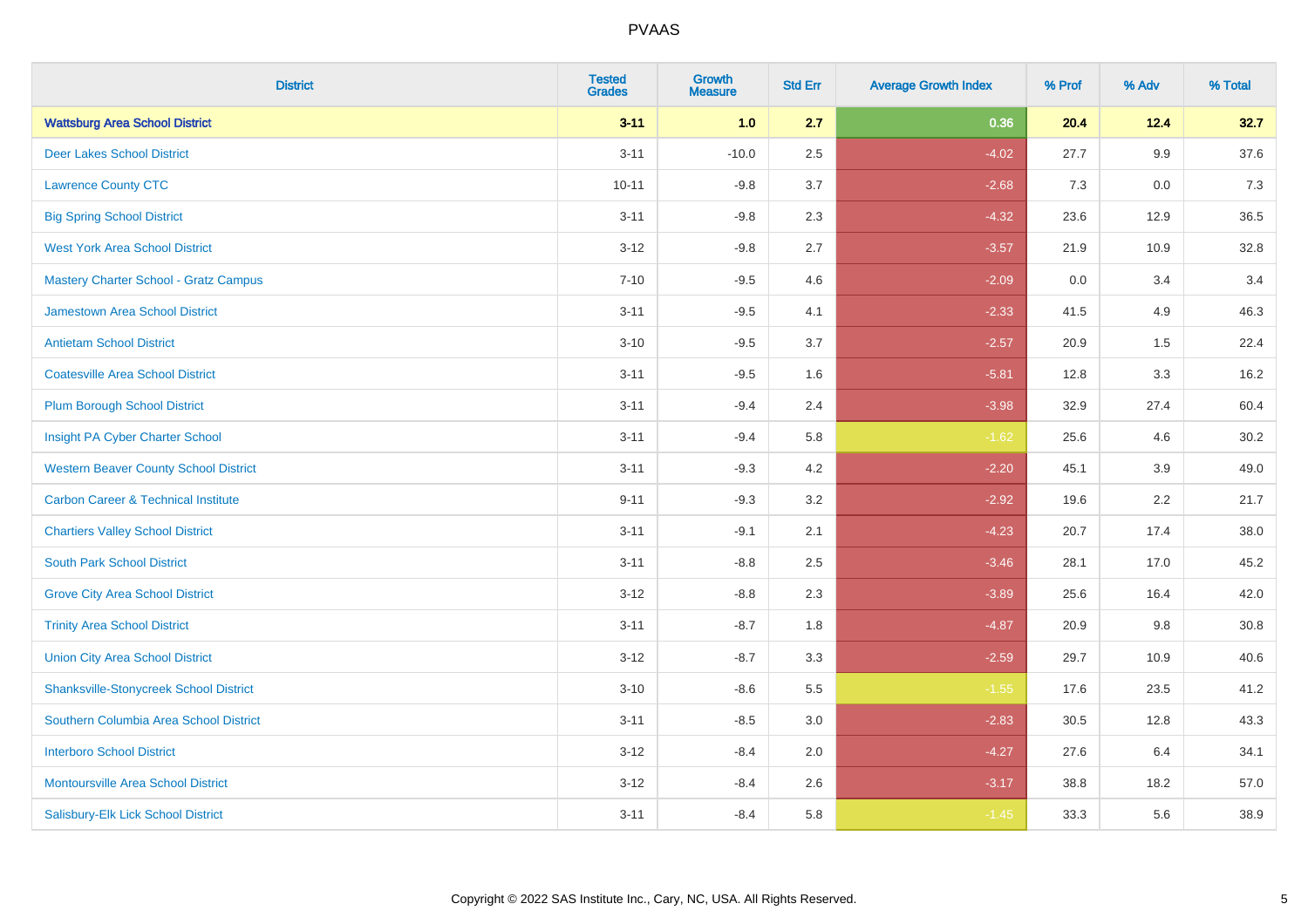| District | Tested Grades | Growth Measure | Std Err | Average Growth Index | % Prof | % Adv | % Total |
|---|---|---|---|---|---|---|---|
| **Wattsburg Area School District** | **3-11** | **1.0** | **2.7** | **0.36** | **20.4** | **12.4** | **32.7** |
| Deer Lakes School District | 3-11 | -10.0 | 2.5 | -4.02 | 27.7 | 9.9 | 37.6 |
| Lawrence County CTC | 10-11 | -9.8 | 3.7 | -2.68 | 7.3 | 0.0 | 7.3 |
| Big Spring School District | 3-11 | -9.8 | 2.3 | -4.32 | 23.6 | 12.9 | 36.5 |
| West York Area School District | 3-12 | -9.8 | 2.7 | -3.57 | 21.9 | 10.9 | 32.8 |
| Mastery Charter School - Gratz Campus | 7-10 | -9.5 | 4.6 | -2.09 | 0.0 | 3.4 | 3.4 |
| Jamestown Area School District | 3-11 | -9.5 | 4.1 | -2.33 | 41.5 | 4.9 | 46.3 |
| Antietam School District | 3-10 | -9.5 | 3.7 | -2.57 | 20.9 | 1.5 | 22.4 |
| Coatesville Area School District | 3-11 | -9.5 | 1.6 | -5.81 | 12.8 | 3.3 | 16.2 |
| Plum Borough School District | 3-11 | -9.4 | 2.4 | -3.98 | 32.9 | 27.4 | 60.4 |
| Insight PA Cyber Charter School | 3-11 | -9.4 | 5.8 | -1.62 | 25.6 | 4.6 | 30.2 |
| Western Beaver County School District | 3-11 | -9.3 | 4.2 | -2.20 | 45.1 | 3.9 | 49.0 |
| Carbon Career & Technical Institute | 9-11 | -9.3 | 3.2 | -2.92 | 19.6 | 2.2 | 21.7 |
| Chartiers Valley School District | 3-11 | -9.1 | 2.1 | -4.23 | 20.7 | 17.4 | 38.0 |
| South Park School District | 3-11 | -8.8 | 2.5 | -3.46 | 28.1 | 17.0 | 45.2 |
| Grove City Area School District | 3-12 | -8.8 | 2.3 | -3.89 | 25.6 | 16.4 | 42.0 |
| Trinity Area School District | 3-11 | -8.7 | 1.8 | -4.87 | 20.9 | 9.8 | 30.8 |
| Union City Area School District | 3-12 | -8.7 | 3.3 | -2.59 | 29.7 | 10.9 | 40.6 |
| Shanksville-Stonycreek School District | 3-10 | -8.6 | 5.5 | -1.55 | 17.6 | 23.5 | 41.2 |
| Southern Columbia Area School District | 3-11 | -8.5 | 3.0 | -2.83 | 30.5 | 12.8 | 43.3 |
| Interboro School District | 3-12 | -8.4 | 2.0 | -4.27 | 27.6 | 6.4 | 34.1 |
| Montoursville Area School District | 3-12 | -8.4 | 2.6 | -3.17 | 38.8 | 18.2 | 57.0 |
| Salisbury-Elk Lick School District | 3-11 | -8.4 | 5.8 | -1.45 | 33.3 | 5.6 | 38.9 |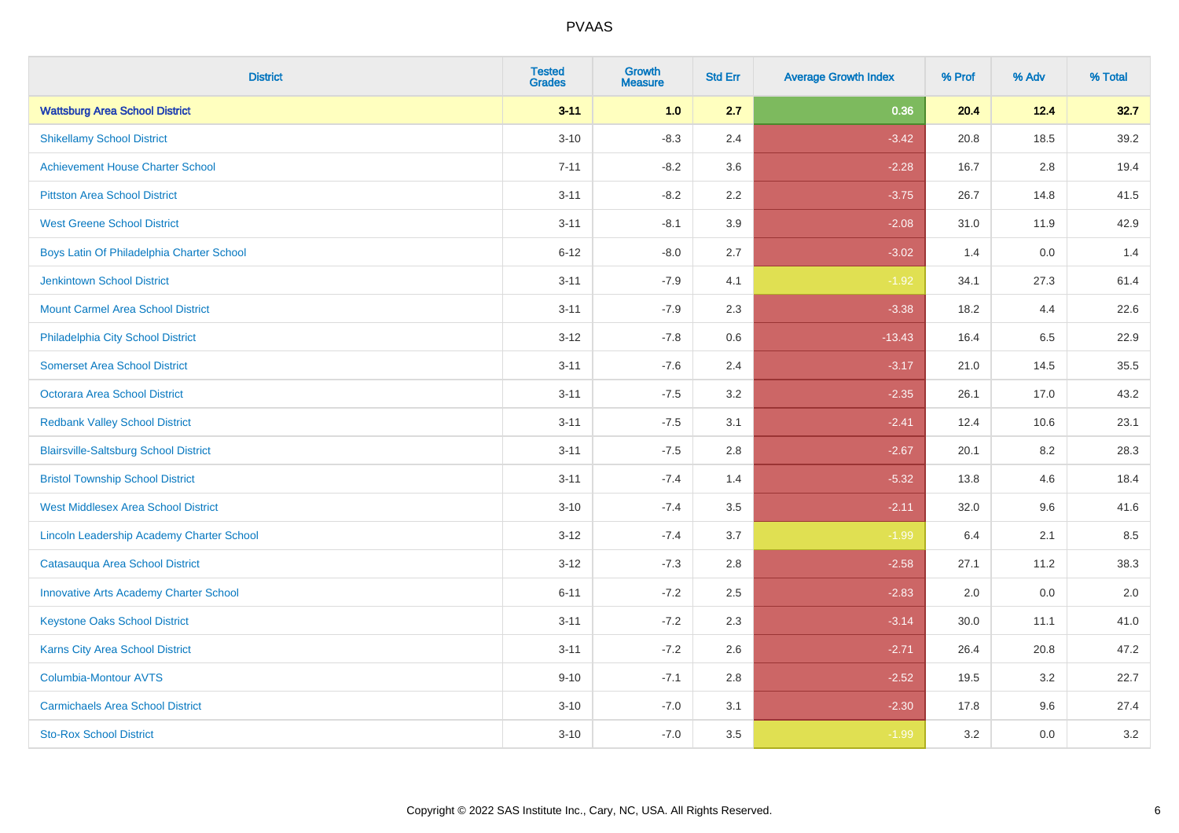| District | Tested Grades | Growth Measure | Std Err | Average Growth Index | % Prof | % Adv | % Total |
|---|---|---|---|---|---|---|---|
| **Wattsburg Area School District** | **3-11** | **1.0** | **2.7** | **0.36** | **20.4** | **12.4** | **32.7** |
| Shikellamy School District | 3-10 | -8.3 | 2.4 | -3.42 | 20.8 | 18.5 | 39.2 |
| Achievement House Charter School | 7-11 | -8.2 | 3.6 | -2.28 | 16.7 | 2.8 | 19.4 |
| Pittston Area School District | 3-11 | -8.2 | 2.2 | -3.75 | 26.7 | 14.8 | 41.5 |
| West Greene School District | 3-11 | -8.1 | 3.9 | -2.08 | 31.0 | 11.9 | 42.9 |
| Boys Latin Of Philadelphia Charter School | 6-12 | -8.0 | 2.7 | -3.02 | 1.4 | 0.0 | 1.4 |
| Jenkintown School District | 3-11 | -7.9 | 4.1 | -1.92 | 34.1 | 27.3 | 61.4 |
| Mount Carmel Area School District | 3-11 | -7.9 | 2.3 | -3.38 | 18.2 | 4.4 | 22.6 |
| Philadelphia City School District | 3-12 | -7.8 | 0.6 | -13.43 | 16.4 | 6.5 | 22.9 |
| Somerset Area School District | 3-11 | -7.6 | 2.4 | -3.17 | 21.0 | 14.5 | 35.5 |
| Octorara Area School District | 3-11 | -7.5 | 3.2 | -2.35 | 26.1 | 17.0 | 43.2 |
| Redbank Valley School District | 3-11 | -7.5 | 3.1 | -2.41 | 12.4 | 10.6 | 23.1 |
| Blairsville-Saltsburg School District | 3-11 | -7.5 | 2.8 | -2.67 | 20.1 | 8.2 | 28.3 |
| Bristol Township School District | 3-11 | -7.4 | 1.4 | -5.32 | 13.8 | 4.6 | 18.4 |
| West Middlesex Area School District | 3-10 | -7.4 | 3.5 | -2.11 | 32.0 | 9.6 | 41.6 |
| Lincoln Leadership Academy Charter School | 3-12 | -7.4 | 3.7 | -1.99 | 6.4 | 2.1 | 8.5 |
| Catasauqua Area School District | 3-12 | -7.3 | 2.8 | -2.58 | 27.1 | 11.2 | 38.3 |
| Innovative Arts Academy Charter School | 6-11 | -7.2 | 2.5 | -2.83 | 2.0 | 0.0 | 2.0 |
| Keystone Oaks School District | 3-11 | -7.2 | 2.3 | -3.14 | 30.0 | 11.1 | 41.0 |
| Karns City Area School District | 3-11 | -7.2 | 2.6 | -2.71 | 26.4 | 20.8 | 47.2 |
| Columbia-Montour AVTS | 9-10 | -7.1 | 2.8 | -2.52 | 19.5 | 3.2 | 22.7 |
| Carmichaels Area School District | 3-10 | -7.0 | 3.1 | -2.30 | 17.8 | 9.6 | 27.4 |
| Sto-Rox School District | 3-10 | -7.0 | 3.5 | -1.99 | 3.2 | 0.0 | 3.2 |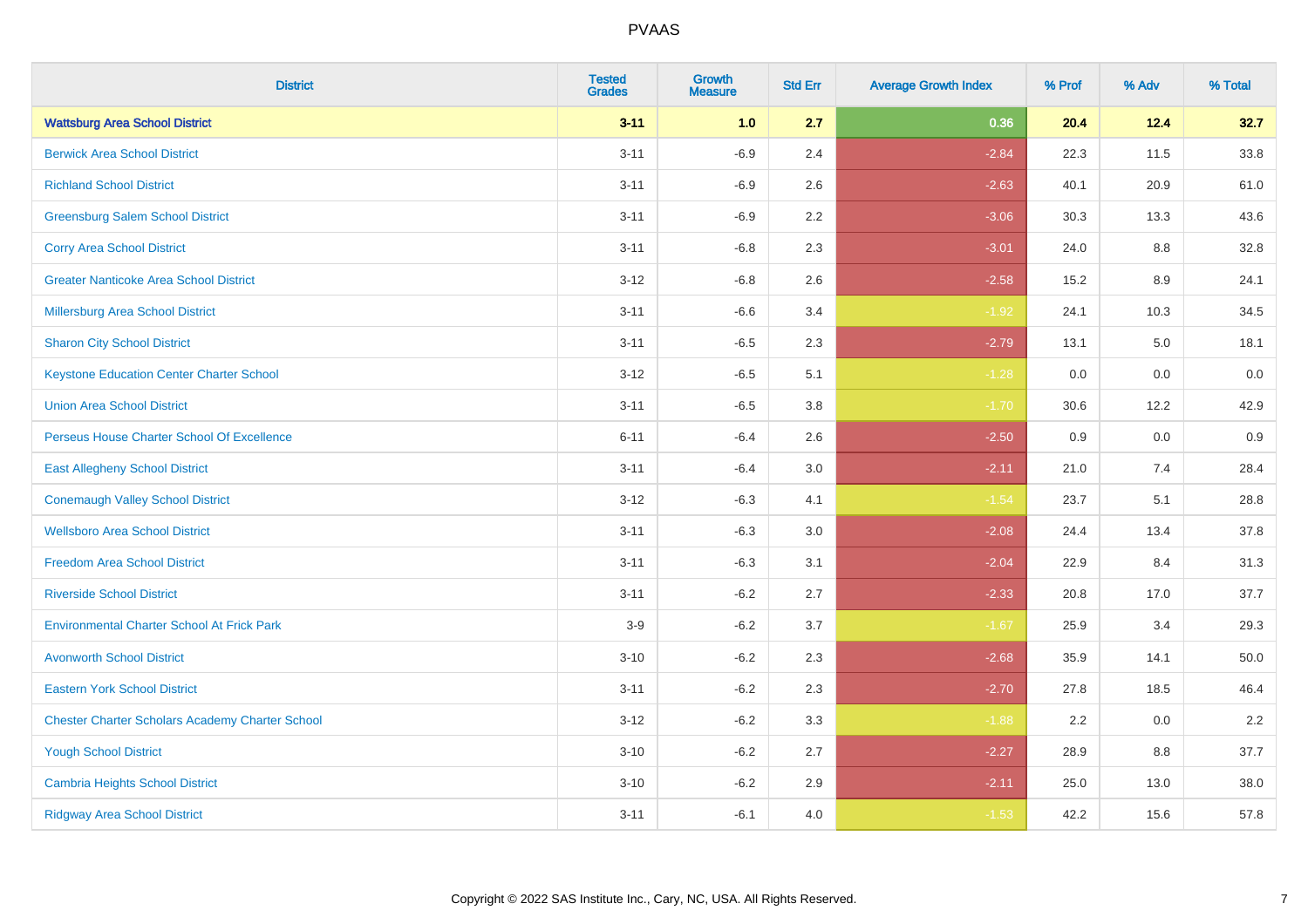# PVAAS

| District | Tested Grades | Growth Measure | Std Err | Average Growth Index | % Prof | % Adv | % Total |
|---|---|---|---|---|---|---|---|
| **Wattsburg Area School District** | **3-11** | **1.0** | **2.7** | **0.36** | **20.4** | **12.4** | **32.7** |
| Berwick Area School District | 3-11 | -6.9 | 2.4 | -2.84 | 22.3 | 11.5 | 33.8 |
| Richland School District | 3-11 | -6.9 | 2.6 | -2.63 | 40.1 | 20.9 | 61.0 |
| Greensburg Salem School District | 3-11 | -6.9 | 2.2 | -3.06 | 30.3 | 13.3 | 43.6 |
| Corry Area School District | 3-11 | -6.8 | 2.3 | -3.01 | 24.0 | 8.8 | 32.8 |
| Greater Nanticoke Area School District | 3-12 | -6.8 | 2.6 | -2.58 | 15.2 | 8.9 | 24.1 |
| Millersburg Area School District | 3-11 | -6.6 | 3.4 | -1.92 | 24.1 | 10.3 | 34.5 |
| Sharon City School District | 3-11 | -6.5 | 2.3 | -2.79 | 13.1 | 5.0 | 18.1 |
| Keystone Education Center Charter School | 3-12 | -6.5 | 5.1 | -1.28 | 0.0 | 0.0 | 0.0 |
| Union Area School District | 3-11 | -6.5 | 3.8 | -1.70 | 30.6 | 12.2 | 42.9 |
| Perseus House Charter School Of Excellence | 6-11 | -6.4 | 2.6 | -2.50 | 0.9 | 0.0 | 0.9 |
| East Allegheny School District | 3-11 | -6.4 | 3.0 | -2.11 | 21.0 | 7.4 | 28.4 |
| Conemaugh Valley School District | 3-12 | -6.3 | 4.1 | -1.54 | 23.7 | 5.1 | 28.8 |
| Wellsboro Area School District | 3-11 | -6.3 | 3.0 | -2.08 | 24.4 | 13.4 | 37.8 |
| Freedom Area School District | 3-11 | -6.3 | 3.1 | -2.04 | 22.9 | 8.4 | 31.3 |
| Riverside School District | 3-11 | -6.2 | 2.7 | -2.33 | 20.8 | 17.0 | 37.7 |
| Environmental Charter School At Frick Park | 3-9 | -6.2 | 3.7 | -1.67 | 25.9 | 3.4 | 29.3 |
| Avonworth School District | 3-10 | -6.2 | 2.3 | -2.68 | 35.9 | 14.1 | 50.0 |
| Eastern York School District | 3-11 | -6.2 | 2.3 | -2.70 | 27.8 | 18.5 | 46.4 |
| Chester Charter Scholars Academy Charter School | 3-12 | -6.2 | 3.3 | -1.88 | 2.2 | 0.0 | 2.2 |
| Yough School District | 3-10 | -6.2 | 2.7 | -2.27 | 28.9 | 8.8 | 37.7 |
| Cambria Heights School District | 3-10 | -6.2 | 2.9 | -2.11 | 25.0 | 13.0 | 38.0 |
| Ridgway Area School District | 3-11 | -6.1 | 4.0 | -1.53 | 42.2 | 15.6 | 57.8 |

Copyright © 2022 SAS Institute Inc., Cary, NC, USA. All Rights Reserved.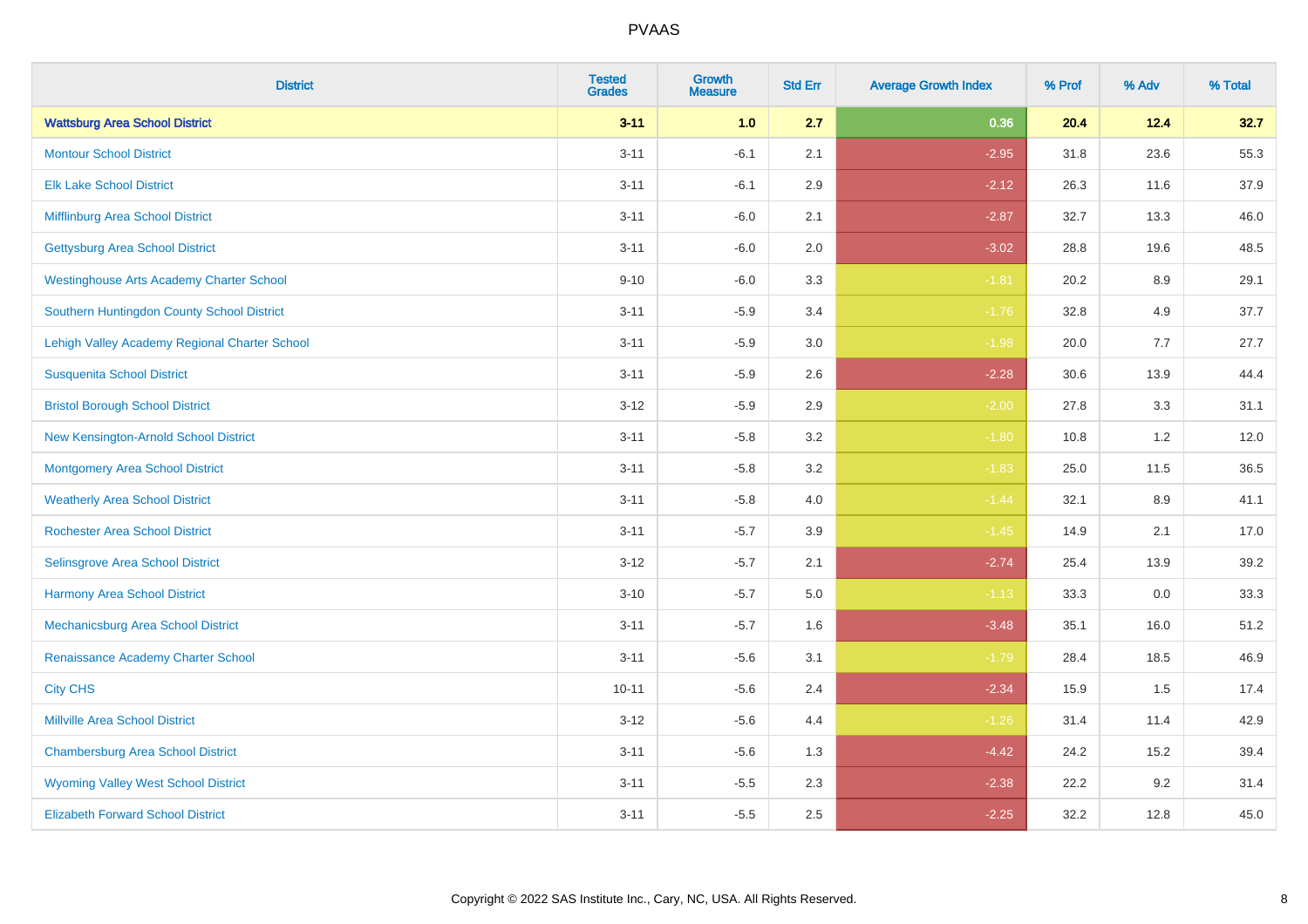# PVAAS

| District | Tested Grades | Growth Measure | Std Err | Average Growth Index | % Prof | % Adv | % Total |
|---|---|---|---|---|---|---|---|
| **Wattsburg Area School District** | **3-11** | **1.0** | **2.7** | **0.36** | **20.4** | **12.4** | **32.7** |
| Montour School District | 3-11 | -6.1 | 2.1 | -2.95 | 31.8 | 23.6 | 55.3 |
| Elk Lake School District | 3-11 | -6.1 | 2.9 | -2.12 | 26.3 | 11.6 | 37.9 |
| Mifflinburg Area School District | 3-11 | -6.0 | 2.1 | -2.87 | 32.7 | 13.3 | 46.0 |
| Gettysburg Area School District | 3-11 | -6.0 | 2.0 | -3.02 | 28.8 | 19.6 | 48.5 |
| Westinghouse Arts Academy Charter School | 9-10 | -6.0 | 3.3 | -1.81 | 20.2 | 8.9 | 29.1 |
| Southern Huntingdon County School District | 3-11 | -5.9 | 3.4 | -1.76 | 32.8 | 4.9 | 37.7 |
| Lehigh Valley Academy Regional Charter School | 3-11 | -5.9 | 3.0 | -1.98 | 20.0 | 7.7 | 27.7 |
| Susquenita School District | 3-11 | -5.9 | 2.6 | -2.28 | 30.6 | 13.9 | 44.4 |
| Bristol Borough School District | 3-12 | -5.9 | 2.9 | -2.00 | 27.8 | 3.3 | 31.1 |
| New Kensington-Arnold School District | 3-11 | -5.8 | 3.2 | -1.80 | 10.8 | 1.2 | 12.0 |
| Montgomery Area School District | 3-11 | -5.8 | 3.2 | -1.83 | 25.0 | 11.5 | 36.5 |
| Weatherly Area School District | 3-11 | -5.8 | 4.0 | -1.44 | 32.1 | 8.9 | 41.1 |
| Rochester Area School District | 3-11 | -5.7 | 3.9 | -1.45 | 14.9 | 2.1 | 17.0 |
| Selinsgrove Area School District | 3-12 | -5.7 | 2.1 | -2.74 | 25.4 | 13.9 | 39.2 |
| Harmony Area School District | 3-10 | -5.7 | 5.0 | -1.13 | 33.3 | 0.0 | 33.3 |
| Mechanicsburg Area School District | 3-11 | -5.7 | 1.6 | -3.48 | 35.1 | 16.0 | 51.2 |
| Renaissance Academy Charter School | 3-11 | -5.6 | 3.1 | -1.79 | 28.4 | 18.5 | 46.9 |
| City CHS | 10-11 | -5.6 | 2.4 | -2.34 | 15.9 | 1.5 | 17.4 |
| Millville Area School District | 3-12 | -5.6 | 4.4 | -1.26 | 31.4 | 11.4 | 42.9 |
| Chambersburg Area School District | 3-11 | -5.6 | 1.3 | -4.42 | 24.2 | 15.2 | 39.4 |
| Wyoming Valley West School District | 3-11 | -5.5 | 2.3 | -2.38 | 22.2 | 9.2 | 31.4 |
| Elizabeth Forward School District | 3-11 | -5.5 | 2.5 | -2.25 | 32.2 | 12.8 | 45.0 |

Copyright © 2022 SAS Institute Inc., Cary, NC, USA. All Rights Reserved.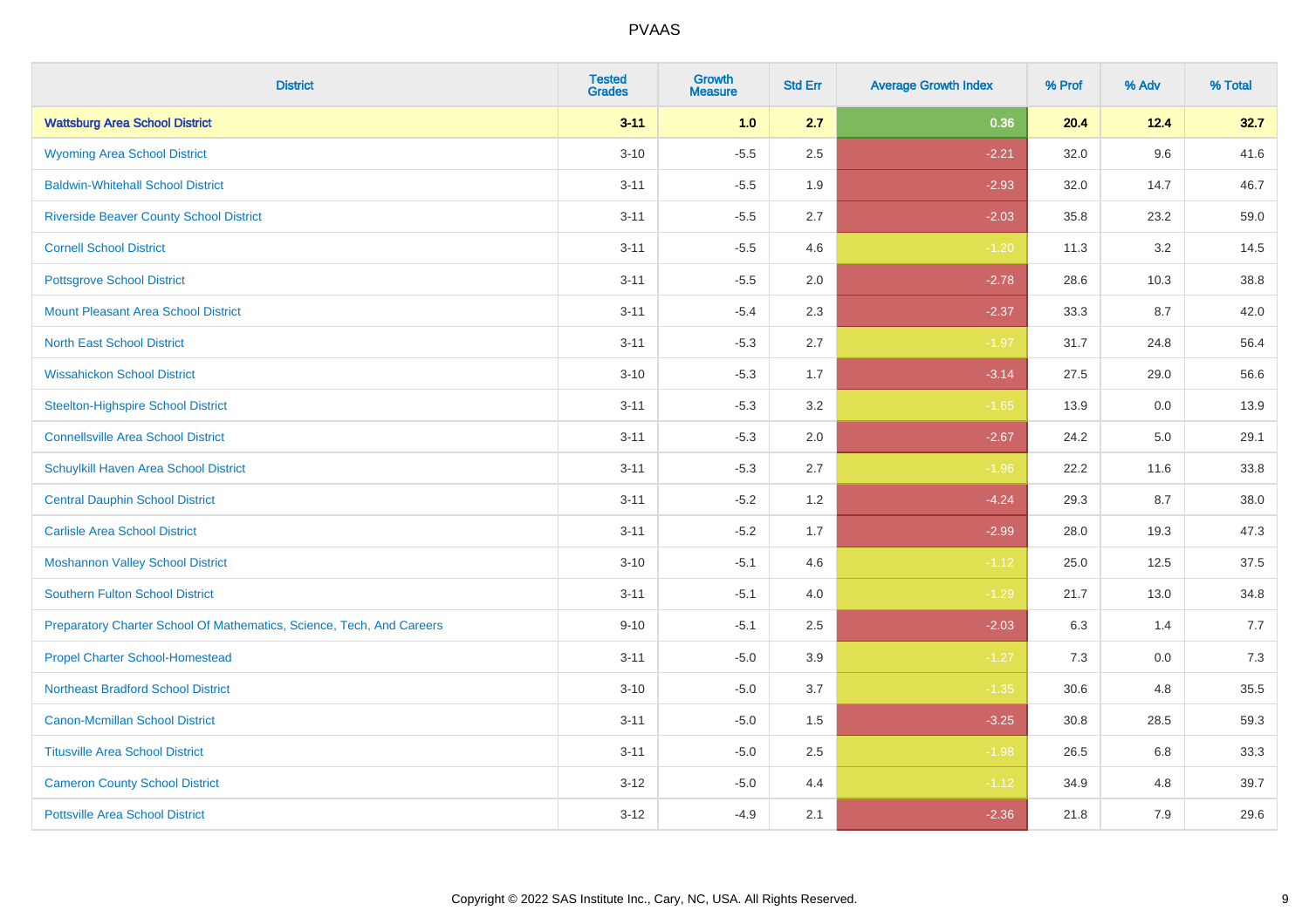# PVAAS

| District | Tested Grades | Growth Measure | Std Err | Average Growth Index | % Prof | % Adv | % Total |
|---|---|---|---|---|---|---|---|
| **Wattsburg Area School District** | **3-11** | **1.0** | **2.7** | **0.36** | **20.4** | **12.4** | **32.7** |
| Wyoming Area School District | 3-10 | -5.5 | 2.5 | -2.21 | 32.0 | 9.6 | 41.6 |
| Baldwin-Whitehall School District | 3-11 | -5.5 | 1.9 | -2.93 | 32.0 | 14.7 | 46.7 |
| Riverside Beaver County School District | 3-11 | -5.5 | 2.7 | -2.03 | 35.8 | 23.2 | 59.0 |
| Cornell School District | 3-11 | -5.5 | 4.6 | -1.20 | 11.3 | 3.2 | 14.5 |
| Pottsgrove School District | 3-11 | -5.5 | 2.0 | -2.78 | 28.6 | 10.3 | 38.8 |
| Mount Pleasant Area School District | 3-11 | -5.4 | 2.3 | -2.37 | 33.3 | 8.7 | 42.0 |
| North East School District | 3-11 | -5.3 | 2.7 | -1.97 | 31.7 | 24.8 | 56.4 |
| Wissahickon School District | 3-10 | -5.3 | 1.7 | -3.14 | 27.5 | 29.0 | 56.6 |
| Steelton-Highspire School District | 3-11 | -5.3 | 3.2 | -1.65 | 13.9 | 0.0 | 13.9 |
| Connellsville Area School District | 3-11 | -5.3 | 2.0 | -2.67 | 24.2 | 5.0 | 29.1 |
| Schuylkill Haven Area School District | 3-11 | -5.3 | 2.7 | -1.96 | 22.2 | 11.6 | 33.8 |
| Central Dauphin School District | 3-11 | -5.2 | 1.2 | -4.24 | 29.3 | 8.7 | 38.0 |
| Carlisle Area School District | 3-11 | -5.2 | 1.7 | -2.99 | 28.0 | 19.3 | 47.3 |
| Moshannon Valley School District | 3-10 | -5.1 | 4.6 | -1.12 | 25.0 | 12.5 | 37.5 |
| Southern Fulton School District | 3-11 | -5.1 | 4.0 | -1.29 | 21.7 | 13.0 | 34.8 |
| Preparatory Charter School Of Mathematics, Science, Tech, And Careers | 9-10 | -5.1 | 2.5 | -2.03 | 6.3 | 1.4 | 7.7 |
| Propel Charter School-Homestead | 3-11 | -5.0 | 3.9 | -1.27 | 7.3 | 0.0 | 7.3 |
| Northeast Bradford School District | 3-10 | -5.0 | 3.7 | -1.35 | 30.6 | 4.8 | 35.5 |
| Canon-Mcmillan School District | 3-11 | -5.0 | 1.5 | -3.25 | 30.8 | 28.5 | 59.3 |
| Titusville Area School District | 3-11 | -5.0 | 2.5 | -1.98 | 26.5 | 6.8 | 33.3 |
| Cameron County School District | 3-12 | -5.0 | 4.4 | -1.12 | 34.9 | 4.8 | 39.7 |
| Pottsville Area School District | 3-12 | -4.9 | 2.1 | -2.36 | 21.8 | 7.9 | 29.6 |

Copyright © 2022 SAS Institute Inc., Cary, NC, USA. All Rights Reserved.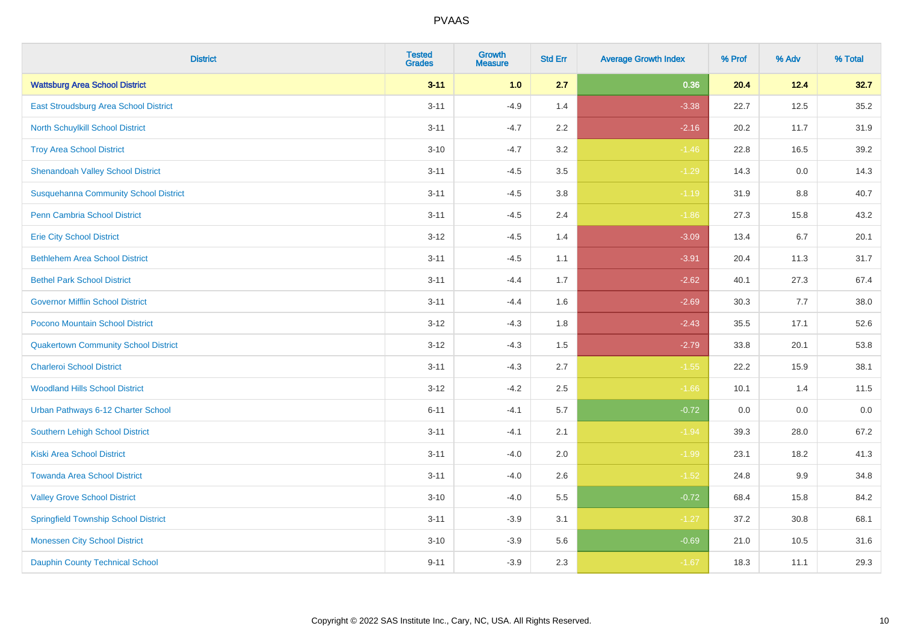| District | Tested Grades | Growth Measure | Std Err | Average Growth Index | % Prof | % Adv | % Total |
|---|---|---|---|---|---|---|---|
| **Wattsburg Area School District** | **3-11** | **1.0** | **2.7** | **0.36** | **20.4** | **12.4** | **32.7** |
| East Stroudsburg Area School District | 3-11 | -4.9 | 1.4 | -3.38 | 22.7 | 12.5 | 35.2 |
| North Schuylkill School District | 3-11 | -4.7 | 2.2 | -2.16 | 20.2 | 11.7 | 31.9 |
| Troy Area School District | 3-10 | -4.7 | 3.2 | -1.46 | 22.8 | 16.5 | 39.2 |
| Shenandoah Valley School District | 3-11 | -4.5 | 3.5 | -1.29 | 14.3 | 0.0 | 14.3 |
| Susquehanna Community School District | 3-11 | -4.5 | 3.8 | -1.19 | 31.9 | 8.8 | 40.7 |
| Penn Cambria School District | 3-11 | -4.5 | 2.4 | -1.86 | 27.3 | 15.8 | 43.2 |
| Erie City School District | 3-12 | -4.5 | 1.4 | -3.09 | 13.4 | 6.7 | 20.1 |
| Bethlehem Area School District | 3-11 | -4.5 | 1.1 | -3.91 | 20.4 | 11.3 | 31.7 |
| Bethel Park School District | 3-11 | -4.4 | 1.7 | -2.62 | 40.1 | 27.3 | 67.4 |
| Governor Mifflin School District | 3-11 | -4.4 | 1.6 | -2.69 | 30.3 | 7.7 | 38.0 |
| Pocono Mountain School District | 3-12 | -4.3 | 1.8 | -2.43 | 35.5 | 17.1 | 52.6 |
| Quakertown Community School District | 3-12 | -4.3 | 1.5 | -2.79 | 33.8 | 20.1 | 53.8 |
| Charleroi School District | 3-11 | -4.3 | 2.7 | -1.55 | 22.2 | 15.9 | 38.1 |
| Woodland Hills School District | 3-12 | -4.2 | 2.5 | -1.66 | 10.1 | 1.4 | 11.5 |
| Urban Pathways 6-12 Charter School | 6-11 | -4.1 | 5.7 | -0.72 | 0.0 | 0.0 | 0.0 |
| Southern Lehigh School District | 3-11 | -4.1 | 2.1 | -1.94 | 39.3 | 28.0 | 67.2 |
| Kiski Area School District | 3-11 | -4.0 | 2.0 | -1.99 | 23.1 | 18.2 | 41.3 |
| Towanda Area School District | 3-11 | -4.0 | 2.6 | -1.52 | 24.8 | 9.9 | 34.8 |
| Valley Grove School District | 3-10 | -4.0 | 5.5 | -0.72 | 68.4 | 15.8 | 84.2 |
| Springfield Township School District | 3-11 | -3.9 | 3.1 | -1.27 | 37.2 | 30.8 | 68.1 |
| Monessen City School District | 3-10 | -3.9 | 5.6 | -0.69 | 21.0 | 10.5 | 31.6 |
| Dauphin County Technical School | 9-11 | -3.9 | 2.3 | -1.67 | 18.3 | 11.1 | 29.3 |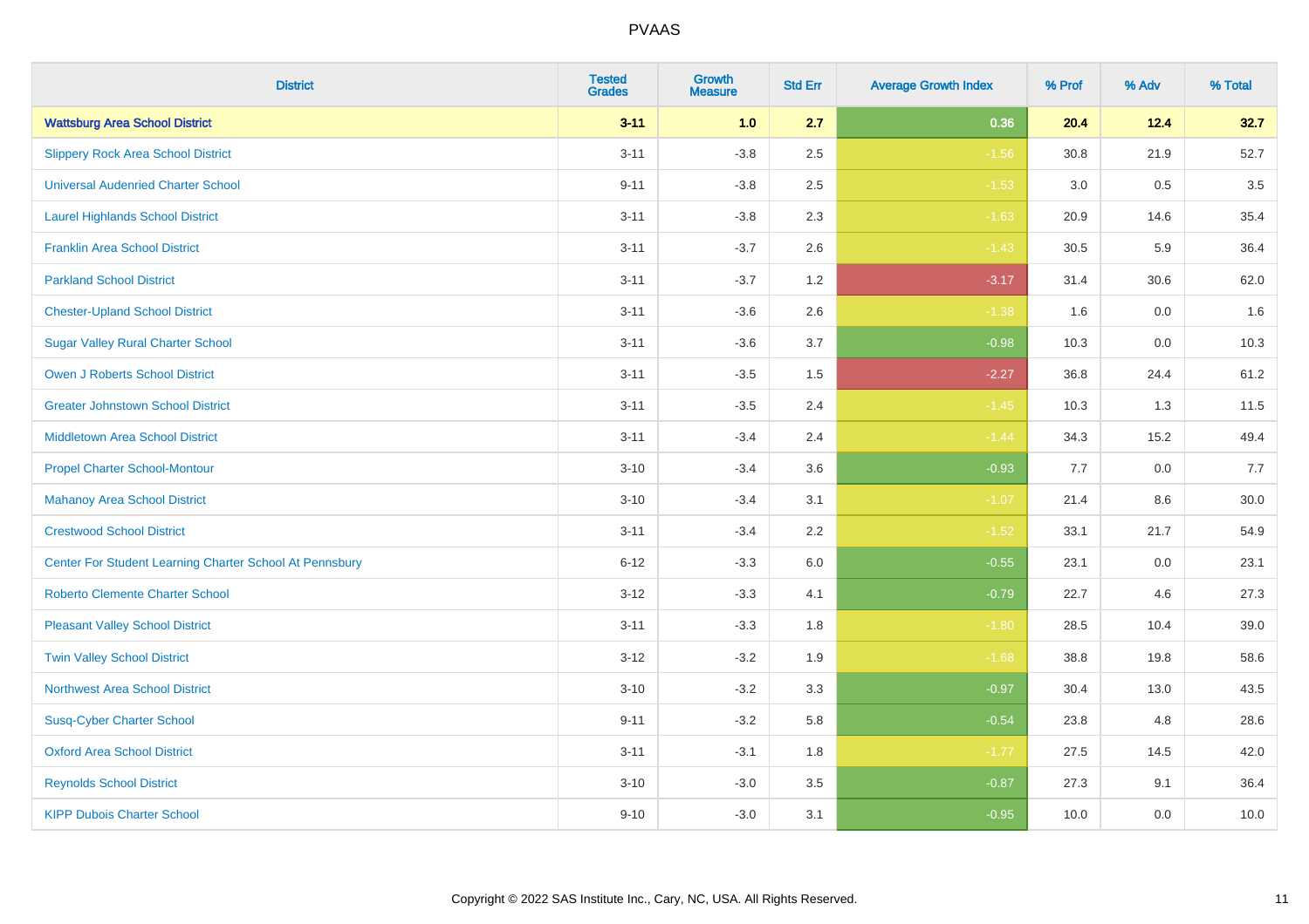| District | Tested Grades | Growth Measure | Std Err | Average Growth Index | % Prof | % Adv | % Total |
|---|---|---|---|---|---|---|---|
| **Wattsburg Area School District** | **3-11** | **1.0** | **2.7** | **0.36** | **20.4** | **12.4** | **32.7** |
| Slippery Rock Area School District | 3-11 | -3.8 | 2.5 | -1.56 | 30.8 | 21.9 | 52.7 |
| Universal Audenried Charter School | 9-11 | -3.8 | 2.5 | -1.53 | 3.0 | 0.5 | 3.5 |
| Laurel Highlands School District | 3-11 | -3.8 | 2.3 | -1.63 | 20.9 | 14.6 | 35.4 |
| Franklin Area School District | 3-11 | -3.7 | 2.6 | -1.43 | 30.5 | 5.9 | 36.4 |
| Parkland School District | 3-11 | -3.7 | 1.2 | -3.17 | 31.4 | 30.6 | 62.0 |
| Chester-Upland School District | 3-11 | -3.6 | 2.6 | -1.38 | 1.6 | 0.0 | 1.6 |
| Sugar Valley Rural Charter School | 3-11 | -3.6 | 3.7 | -0.98 | 10.3 | 0.0 | 10.3 |
| Owen J Roberts School District | 3-11 | -3.5 | 1.5 | -2.27 | 36.8 | 24.4 | 61.2 |
| Greater Johnstown School District | 3-11 | -3.5 | 2.4 | -1.45 | 10.3 | 1.3 | 11.5 |
| Middletown Area School District | 3-11 | -3.4 | 2.4 | -1.44 | 34.3 | 15.2 | 49.4 |
| Propel Charter School-Montour | 3-10 | -3.4 | 3.6 | -0.93 | 7.7 | 0.0 | 7.7 |
| Mahanoy Area School District | 3-10 | -3.4 | 3.1 | -1.07 | 21.4 | 8.6 | 30.0 |
| Crestwood School District | 3-11 | -3.4 | 2.2 | -1.52 | 33.1 | 21.7 | 54.9 |
| Center For Student Learning Charter School At Pennsbury | 6-12 | -3.3 | 6.0 | -0.55 | 23.1 | 0.0 | 23.1 |
| Roberto Clemente Charter School | 3-12 | -3.3 | 4.1 | -0.79 | 22.7 | 4.6 | 27.3 |
| Pleasant Valley School District | 3-11 | -3.3 | 1.8 | -1.80 | 28.5 | 10.4 | 39.0 |
| Twin Valley School District | 3-12 | -3.2 | 1.9 | -1.68 | 38.8 | 19.8 | 58.6 |
| Northwest Area School District | 3-10 | -3.2 | 3.3 | -0.97 | 30.4 | 13.0 | 43.5 |
| Susq-Cyber Charter School | 9-11 | -3.2 | 5.8 | -0.54 | 23.8 | 4.8 | 28.6 |
| Oxford Area School District | 3-11 | -3.1 | 1.8 | -1.77 | 27.5 | 14.5 | 42.0 |
| Reynolds School District | 3-10 | -3.0 | 3.5 | -0.87 | 27.3 | 9.1 | 36.4 |
| KIPP Dubois Charter School | 9-10 | -3.0 | 3.1 | -0.95 | 10.0 | 0.0 | 10.0 |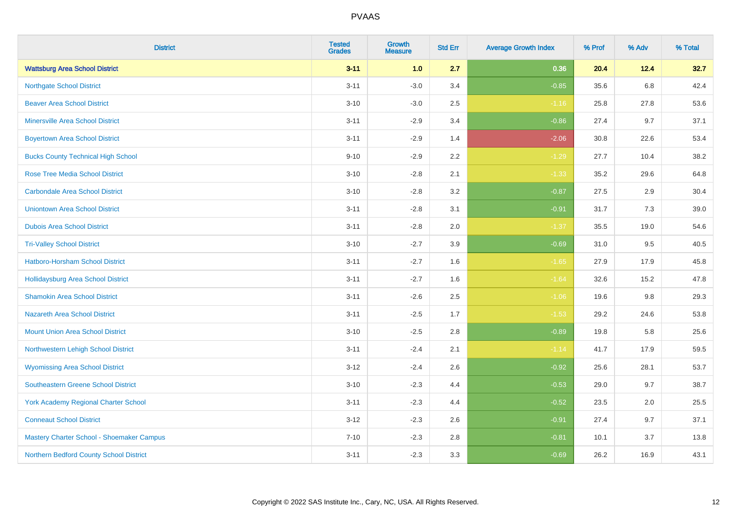# PVAAS

| District | Tested Grades | Growth Measure | Std Err | Average Growth Index | % Prof | % Adv | % Total |
|---|---|---|---|---|---|---|---|
| **Wattsburg Area School District** | **3-11** | **1.0** | **2.7** | **0.36** | **20.4** | **12.4** | **32.7** |
| Northgate School District | 3-11 | -3.0 | 3.4 | -0.85 | 35.6 | 6.8 | 42.4 |
| Beaver Area School District | 3-10 | -3.0 | 2.5 | -1.16 | 25.8 | 27.8 | 53.6 |
| Minersville Area School District | 3-11 | -2.9 | 3.4 | -0.86 | 27.4 | 9.7 | 37.1 |
| Boyertown Area School District | 3-11 | -2.9 | 1.4 | -2.06 | 30.8 | 22.6 | 53.4 |
| Bucks County Technical High School | 9-10 | -2.9 | 2.2 | -1.29 | 27.7 | 10.4 | 38.2 |
| Rose Tree Media School District | 3-10 | -2.8 | 2.1 | -1.33 | 35.2 | 29.6 | 64.8 |
| Carbondale Area School District | 3-10 | -2.8 | 3.2 | -0.87 | 27.5 | 2.9 | 30.4 |
| Uniontown Area School District | 3-11 | -2.8 | 3.1 | -0.91 | 31.7 | 7.3 | 39.0 |
| Dubois Area School District | 3-11 | -2.8 | 2.0 | -1.37 | 35.5 | 19.0 | 54.6 |
| Tri-Valley School District | 3-10 | -2.7 | 3.9 | -0.69 | 31.0 | 9.5 | 40.5 |
| Hatboro-Horsham School District | 3-11 | -2.7 | 1.6 | -1.65 | 27.9 | 17.9 | 45.8 |
| Hollidaysburg Area School District | 3-11 | -2.7 | 1.6 | -1.64 | 32.6 | 15.2 | 47.8 |
| Shamokin Area School District | 3-11 | -2.6 | 2.5 | -1.06 | 19.6 | 9.8 | 29.3 |
| Nazareth Area School District | 3-11 | -2.5 | 1.7 | -1.53 | 29.2 | 24.6 | 53.8 |
| Mount Union Area School District | 3-10 | -2.5 | 2.8 | -0.89 | 19.8 | 5.8 | 25.6 |
| Northwestern Lehigh School District | 3-11 | -2.4 | 2.1 | -1.14 | 41.7 | 17.9 | 59.5 |
| Wyomissing Area School District | 3-12 | -2.4 | 2.6 | -0.92 | 25.6 | 28.1 | 53.7 |
| Southeastern Greene School District | 3-10 | -2.3 | 4.4 | -0.53 | 29.0 | 9.7 | 38.7 |
| York Academy Regional Charter School | 3-11 | -2.3 | 4.4 | -0.52 | 23.5 | 2.0 | 25.5 |
| Conneaut School District | 3-12 | -2.3 | 2.6 | -0.91 | 27.4 | 9.7 | 37.1 |
| Mastery Charter School - Shoemaker Campus | 7-10 | -2.3 | 2.8 | -0.81 | 10.1 | 3.7 | 13.8 |
| Northern Bedford County School District | 3-11 | -2.3 | 3.3 | -0.69 | 26.2 | 16.9 | 43.1 |

Copyright © 2022 SAS Institute Inc., Cary, NC, USA. All Rights Reserved.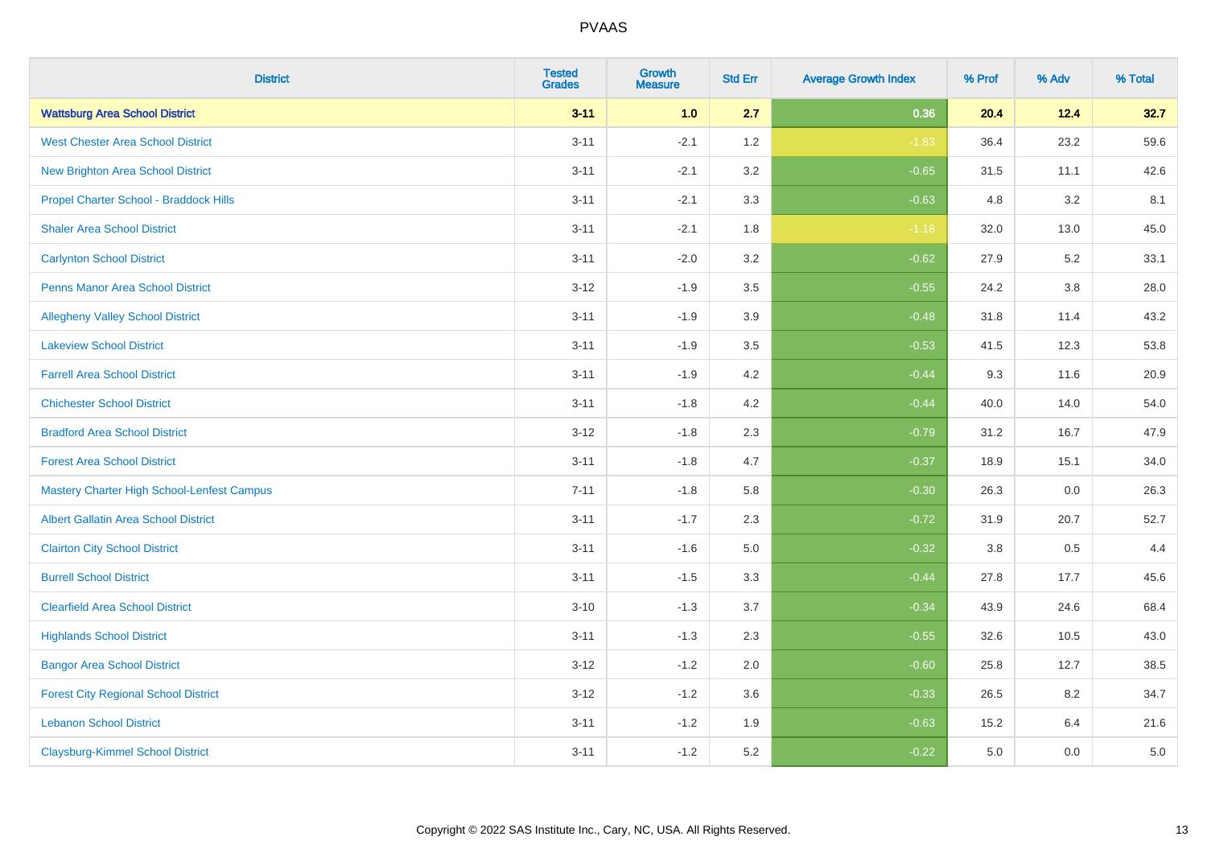| District | Tested Grades | Growth Measure | Std Err | Average Growth Index | % Prof | % Adv | % Total |
|---|---|---|---|---|---|---|---|
| **Wattsburg Area School District** | **3-11** | **1.0** | **2.7** | **0.36** | **20.4** | **12.4** | **32.7** |
| West Chester Area School District | 3-11 | -2.1 | 1.2 | -1.83 | 36.4 | 23.2 | 59.6 |
| New Brighton Area School District | 3-11 | -2.1 | 3.2 | -0.65 | 31.5 | 11.1 | 42.6 |
| Propel Charter School - Braddock Hills | 3-11 | -2.1 | 3.3 | -0.63 | 4.8 | 3.2 | 8.1 |
| Shaler Area School District | 3-11 | -2.1 | 1.8 | -1.18 | 32.0 | 13.0 | 45.0 |
| Carlynton School District | 3-11 | -2.0 | 3.2 | -0.62 | 27.9 | 5.2 | 33.1 |
| Penns Manor Area School District | 3-12 | -1.9 | 3.5 | -0.55 | 24.2 | 3.8 | 28.0 |
| Allegheny Valley School District | 3-11 | -1.9 | 3.9 | -0.48 | 31.8 | 11.4 | 43.2 |
| Lakeview School District | 3-11 | -1.9 | 3.5 | -0.53 | 41.5 | 12.3 | 53.8 |
| Farrell Area School District | 3-11 | -1.9 | 4.2 | -0.44 | 9.3 | 11.6 | 20.9 |
| Chichester School District | 3-11 | -1.8 | 4.2 | -0.44 | 40.0 | 14.0 | 54.0 |
| Bradford Area School District | 3-12 | -1.8 | 2.3 | -0.79 | 31.2 | 16.7 | 47.9 |
| Forest Area School District | 3-11 | -1.8 | 4.7 | -0.37 | 18.9 | 15.1 | 34.0 |
| Mastery Charter High School-Lenfest Campus | 7-11 | -1.8 | 5.8 | -0.30 | 26.3 | 0.0 | 26.3 |
| Albert Gallatin Area School District | 3-11 | -1.7 | 2.3 | -0.72 | 31.9 | 20.7 | 52.7 |
| Clairton City School District | 3-11 | -1.6 | 5.0 | -0.32 | 3.8 | 0.5 | 4.4 |
| Burrell School District | 3-11 | -1.5 | 3.3 | -0.44 | 27.8 | 17.7 | 45.6 |
| Clearfield Area School District | 3-10 | -1.3 | 3.7 | -0.34 | 43.9 | 24.6 | 68.4 |
| Highlands School District | 3-11 | -1.3 | 2.3 | -0.55 | 32.6 | 10.5 | 43.0 |
| Bangor Area School District | 3-12 | -1.2 | 2.0 | -0.60 | 25.8 | 12.7 | 38.5 |
| Forest City Regional School District | 3-12 | -1.2 | 3.6 | -0.33 | 26.5 | 8.2 | 34.7 |
| Lebanon School District | 3-11 | -1.2 | 1.9 | -0.63 | 15.2 | 6.4 | 21.6 |
| Claysburg-Kimmel School District | 3-11 | -1.2 | 5.2 | -0.22 | 5.0 | 0.0 | 5.0 |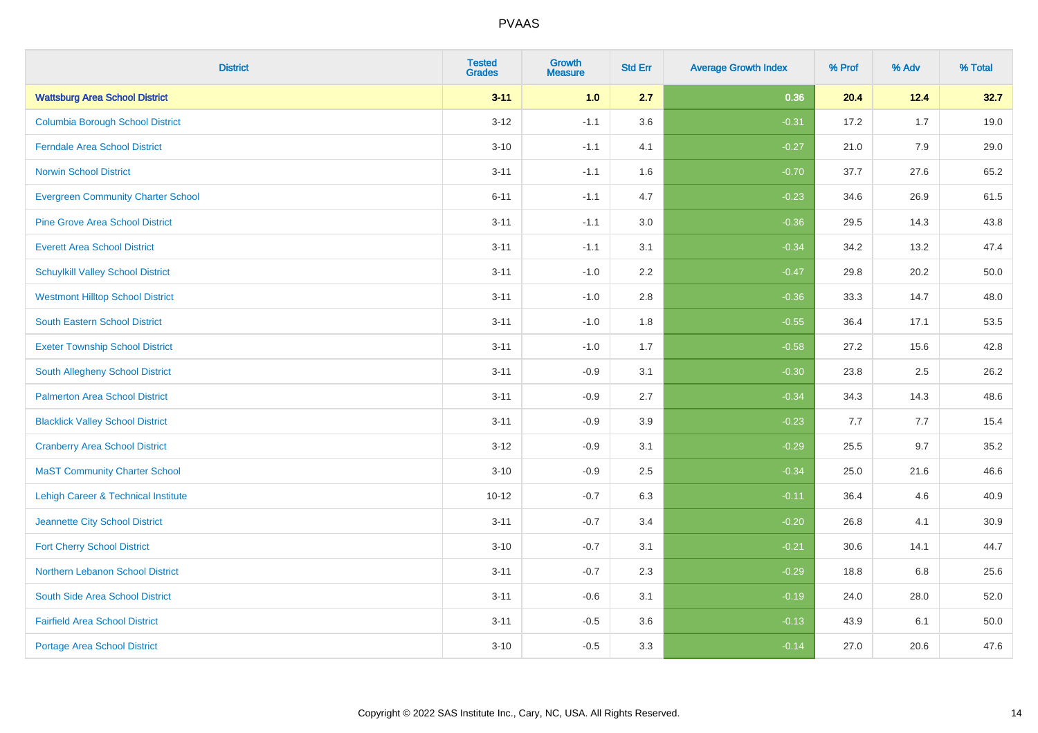| District | Tested Grades | Growth Measure | Std Err | Average Growth Index | % Prof | % Adv | % Total |
|---|---|---|---|---|---|---|---|
| **Wattsburg Area School District** | **3-11** | **1.0** | **2.7** | **0.36** | **20.4** | **12.4** | **32.7** |
| Columbia Borough School District | 3-12 | -1.1 | 3.6 | -0.31 | 17.2 | 1.7 | 19.0 |
| Ferndale Area School District | 3-10 | -1.1 | 4.1 | -0.27 | 21.0 | 7.9 | 29.0 |
| Norwin School District | 3-11 | -1.1 | 1.6 | -0.70 | 37.7 | 27.6 | 65.2 |
| Evergreen Community Charter School | 6-11 | -1.1 | 4.7 | -0.23 | 34.6 | 26.9 | 61.5 |
| Pine Grove Area School District | 3-11 | -1.1 | 3.0 | -0.36 | 29.5 | 14.3 | 43.8 |
| Everett Area School District | 3-11 | -1.1 | 3.1 | -0.34 | 34.2 | 13.2 | 47.4 |
| Schuylkill Valley School District | 3-11 | -1.0 | 2.2 | -0.47 | 29.8 | 20.2 | 50.0 |
| Westmont Hilltop School District | 3-11 | -1.0 | 2.8 | -0.36 | 33.3 | 14.7 | 48.0 |
| South Eastern School District | 3-11 | -1.0 | 1.8 | -0.55 | 36.4 | 17.1 | 53.5 |
| Exeter Township School District | 3-11 | -1.0 | 1.7 | -0.58 | 27.2 | 15.6 | 42.8 |
| South Allegheny School District | 3-11 | -0.9 | 3.1 | -0.30 | 23.8 | 2.5 | 26.2 |
| Palmerton Area School District | 3-11 | -0.9 | 2.7 | -0.34 | 34.3 | 14.3 | 48.6 |
| Blacklick Valley School District | 3-11 | -0.9 | 3.9 | -0.23 | 7.7 | 7.7 | 15.4 |
| Cranberry Area School District | 3-12 | -0.9 | 3.1 | -0.29 | 25.5 | 9.7 | 35.2 |
| MaST Community Charter School | 3-10 | -0.9 | 2.5 | -0.34 | 25.0 | 21.6 | 46.6 |
| Lehigh Career & Technical Institute | 10-12 | -0.7 | 6.3 | -0.11 | 36.4 | 4.6 | 40.9 |
| Jeannette City School District | 3-11 | -0.7 | 3.4 | -0.20 | 26.8 | 4.1 | 30.9 |
| Fort Cherry School District | 3-10 | -0.7 | 3.1 | -0.21 | 30.6 | 14.1 | 44.7 |
| Northern Lebanon School District | 3-11 | -0.7 | 2.3 | -0.29 | 18.8 | 6.8 | 25.6 |
| South Side Area School District | 3-11 | -0.6 | 3.1 | -0.19 | 24.0 | 28.0 | 52.0 |
| Fairfield Area School District | 3-11 | -0.5 | 3.6 | -0.13 | 43.9 | 6.1 | 50.0 |
| Portage Area School District | 3-10 | -0.5 | 3.3 | -0.14 | 27.0 | 20.6 | 47.6 |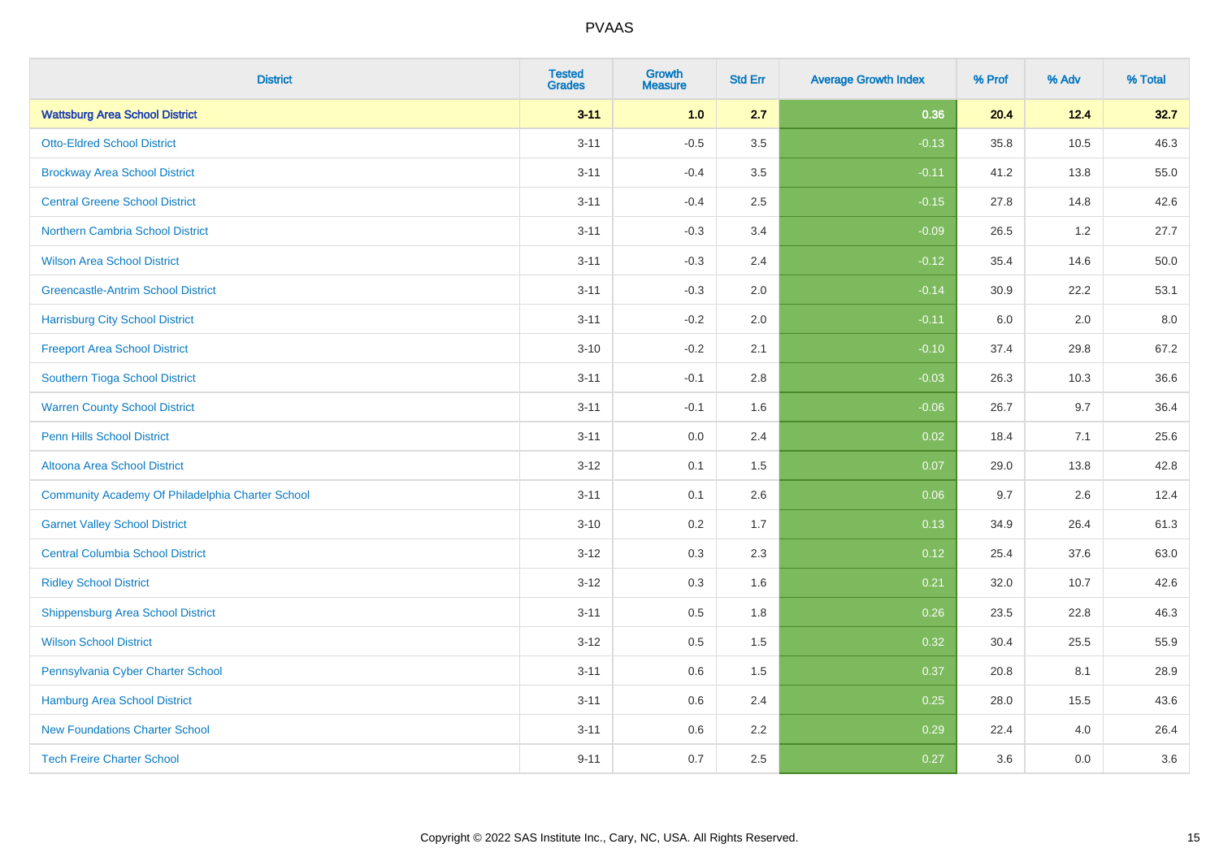# PVAAS

| District | Tested Grades | Growth Measure | Std Err | Average Growth Index | % Prof | % Adv | % Total |
|---|---|---|---|---|---|---|---|
| **Wattsburg Area School District** | **3-11** | **1.0** | **2.7** | **0.36** | **20.4** | **12.4** | **32.7** |
| Otto-Eldred School District | 3-11 | -0.5 | 3.5 | -0.13 | 35.8 | 10.5 | 46.3 |
| Brockway Area School District | 3-11 | -0.4 | 3.5 | -0.11 | 41.2 | 13.8 | 55.0 |
| Central Greene School District | 3-11 | -0.4 | 2.5 | -0.15 | 27.8 | 14.8 | 42.6 |
| Northern Cambria School District | 3-11 | -0.3 | 3.4 | -0.09 | 26.5 | 1.2 | 27.7 |
| Wilson Area School District | 3-11 | -0.3 | 2.4 | -0.12 | 35.4 | 14.6 | 50.0 |
| Greencastle-Antrim School District | 3-11 | -0.3 | 2.0 | -0.14 | 30.9 | 22.2 | 53.1 |
| Harrisburg City School District | 3-11 | -0.2 | 2.0 | -0.11 | 6.0 | 2.0 | 8.0 |
| Freeport Area School District | 3-10 | -0.2 | 2.1 | -0.10 | 37.4 | 29.8 | 67.2 |
| Southern Tioga School District | 3-11 | -0.1 | 2.8 | -0.03 | 26.3 | 10.3 | 36.6 |
| Warren County School District | 3-11 | -0.1 | 1.6 | -0.06 | 26.7 | 9.7 | 36.4 |
| Penn Hills School District | 3-11 | 0.0 | 2.4 | 0.02 | 18.4 | 7.1 | 25.6 |
| Altoona Area School District | 3-12 | 0.1 | 1.5 | 0.07 | 29.0 | 13.8 | 42.8 |
| Community Academy Of Philadelphia Charter School | 3-11 | 0.1 | 2.6 | 0.06 | 9.7 | 2.6 | 12.4 |
| Garnet Valley School District | 3-10 | 0.2 | 1.7 | 0.13 | 34.9 | 26.4 | 61.3 |
| Central Columbia School District | 3-12 | 0.3 | 2.3 | 0.12 | 25.4 | 37.6 | 63.0 |
| Ridley School District | 3-12 | 0.3 | 1.6 | 0.21 | 32.0 | 10.7 | 42.6 |
| Shippensburg Area School District | 3-11 | 0.5 | 1.8 | 0.26 | 23.5 | 22.8 | 46.3 |
| Wilson School District | 3-12 | 0.5 | 1.5 | 0.32 | 30.4 | 25.5 | 55.9 |
| Pennsylvania Cyber Charter School | 3-11 | 0.6 | 1.5 | 0.37 | 20.8 | 8.1 | 28.9 |
| Hamburg Area School District | 3-11 | 0.6 | 2.4 | 0.25 | 28.0 | 15.5 | 43.6 |
| New Foundations Charter School | 3-11 | 0.6 | 2.2 | 0.29 | 22.4 | 4.0 | 26.4 |
| Tech Freire Charter School | 9-11 | 0.7 | 2.5 | 0.27 | 3.6 | 0.0 | 3.6 |

Copyright © 2022 SAS Institute Inc., Cary, NC, USA. All Rights Reserved.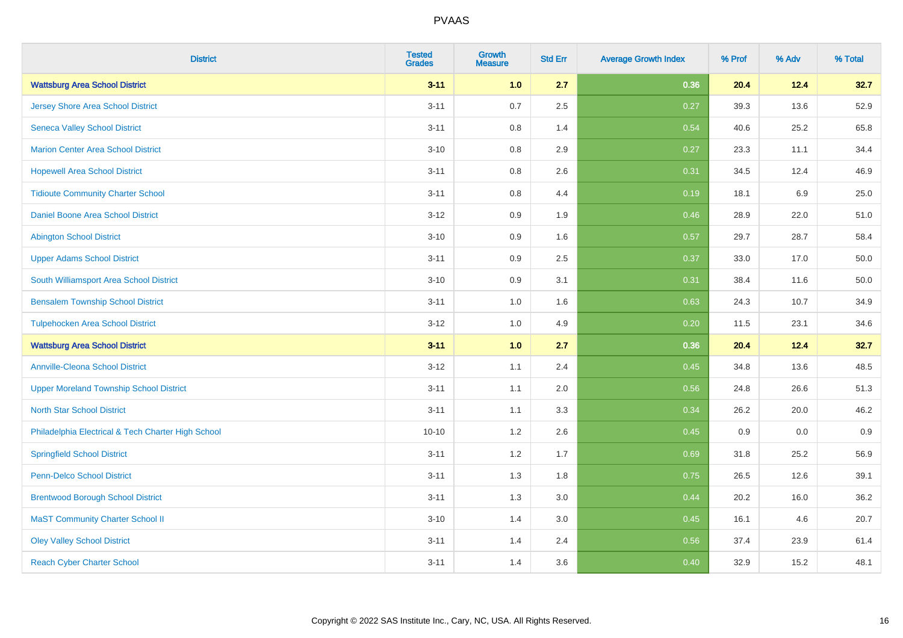| District | Tested Grades | Growth Measure | Std Err | Average Growth Index | % Prof | % Adv | % Total |
|---|---|---|---|---|---|---|---|
| **Wattsburg Area School District** | **3-11** | **1.0** | **2.7** | **0.36** | **20.4** | **12.4** | **32.7** |
| Jersey Shore Area School District | 3-11 | 0.7 | 2.5 | 0.27 | 39.3 | 13.6 | 52.9 |
| Seneca Valley School District | 3-11 | 0.8 | 1.4 | 0.54 | 40.6 | 25.2 | 65.8 |
| Marion Center Area School District | 3-10 | 0.8 | 2.9 | 0.27 | 23.3 | 11.1 | 34.4 |
| Hopewell Area School District | 3-11 | 0.8 | 2.6 | 0.31 | 34.5 | 12.4 | 46.9 |
| Tidioute Community Charter School | 3-11 | 0.8 | 4.4 | 0.19 | 18.1 | 6.9 | 25.0 |
| Daniel Boone Area School District | 3-12 | 0.9 | 1.9 | 0.46 | 28.9 | 22.0 | 51.0 |
| Abington School District | 3-10 | 0.9 | 1.6 | 0.57 | 29.7 | 28.7 | 58.4 |
| Upper Adams School District | 3-11 | 0.9 | 2.5 | 0.37 | 33.0 | 17.0 | 50.0 |
| South Williamsport Area School District | 3-10 | 0.9 | 3.1 | 0.31 | 38.4 | 11.6 | 50.0 |
| Bensalem Township School District | 3-11 | 1.0 | 1.6 | 0.63 | 24.3 | 10.7 | 34.9 |
| Tulpehocken Area School District | 3-12 | 1.0 | 4.9 | 0.20 | 11.5 | 23.1 | 34.6 |
| **Wattsburg Area School District** | **3-11** | **1.0** | **2.7** | **0.36** | **20.4** | **12.4** | **32.7** |
| Annville-Cleona School District | 3-12 | 1.1 | 2.4 | 0.45 | 34.8 | 13.6 | 48.5 |
| Upper Moreland Township School District | 3-11 | 1.1 | 2.0 | 0.56 | 24.8 | 26.6 | 51.3 |
| North Star School District | 3-11 | 1.1 | 3.3 | 0.34 | 26.2 | 20.0 | 46.2 |
| Philadelphia Electrical & Tech Charter High School | 10-10 | 1.2 | 2.6 | 0.45 | 0.9 | 0.0 | 0.9 |
| Springfield School District | 3-11 | 1.2 | 1.7 | 0.69 | 31.8 | 25.2 | 56.9 |
| Penn-Delco School District | 3-11 | 1.3 | 1.8 | 0.75 | 26.5 | 12.6 | 39.1 |
| Brentwood Borough School District | 3-11 | 1.3 | 3.0 | 0.44 | 20.2 | 16.0 | 36.2 |
| MaST Community Charter School II | 3-10 | 1.4 | 3.0 | 0.45 | 16.1 | 4.6 | 20.7 |
| Oley Valley School District | 3-11 | 1.4 | 2.4 | 0.56 | 37.4 | 23.9 | 61.4 |
| Reach Cyber Charter School | 3-11 | 1.4 | 3.6 | 0.40 | 32.9 | 15.2 | 48.1 |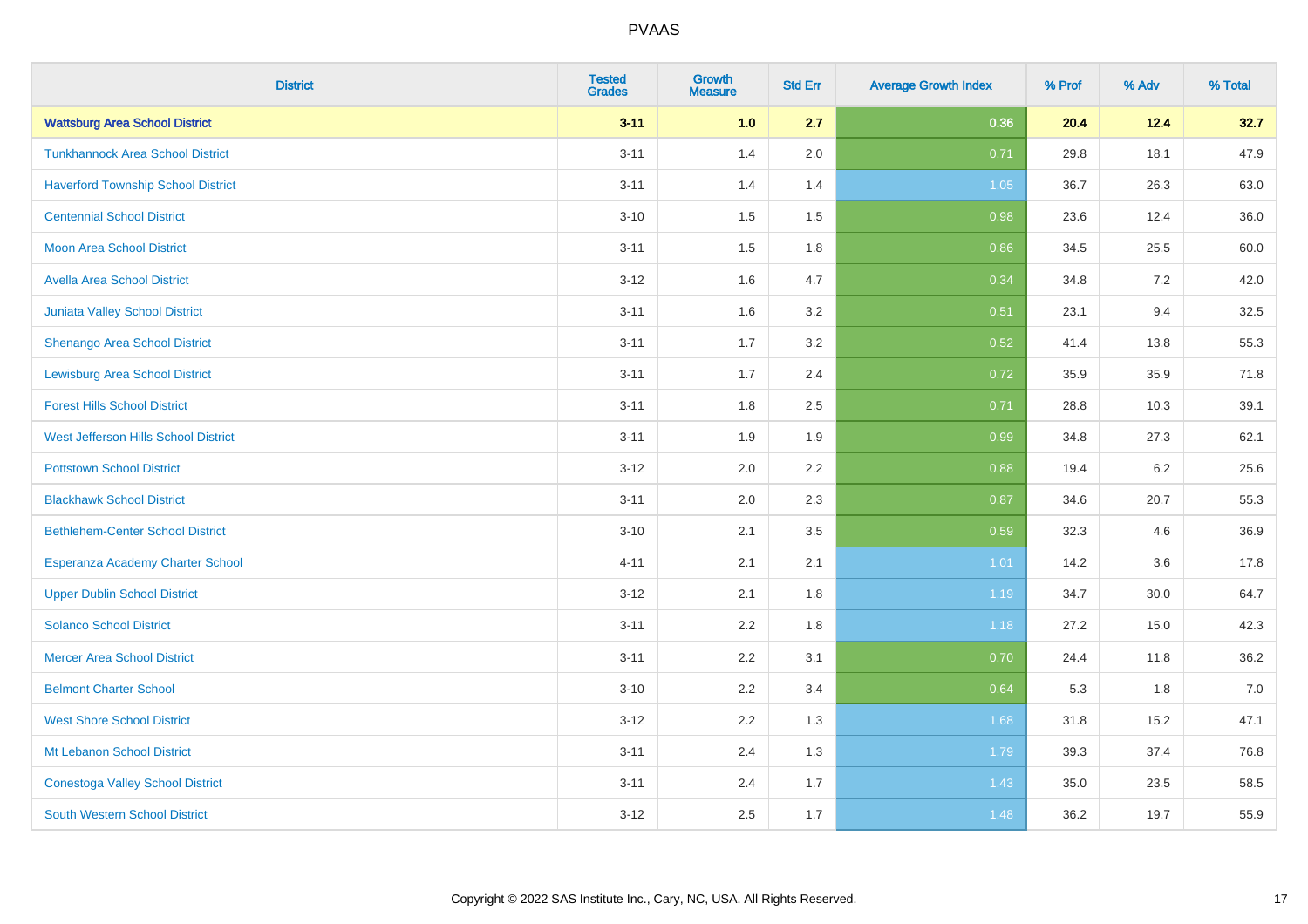PVAAS

| District | Tested Grades | Growth Measure | Std Err | Average Growth Index | % Prof | % Adv | % Total |
|---|---|---|---|---|---|---|---|
| **Wattsburg Area School District** | **3-11** | **1.0** | **2.7** | **0.36** | **20.4** | **12.4** | **32.7** |
| Tunkhannock Area School District | 3-11 | 1.4 | 2.0 | 0.71 | 29.8 | 18.1 | 47.9 |
| Haverford Township School District | 3-11 | 1.4 | 1.4 | 1.05 | 36.7 | 26.3 | 63.0 |
| Centennial School District | 3-10 | 1.5 | 1.5 | 0.98 | 23.6 | 12.4 | 36.0 |
| Moon Area School District | 3-11 | 1.5 | 1.8 | 0.86 | 34.5 | 25.5 | 60.0 |
| Avella Area School District | 3-12 | 1.6 | 4.7 | 0.34 | 34.8 | 7.2 | 42.0 |
| Juniata Valley School District | 3-11 | 1.6 | 3.2 | 0.51 | 23.1 | 9.4 | 32.5 |
| Shenango Area School District | 3-11 | 1.7 | 3.2 | 0.52 | 41.4 | 13.8 | 55.3 |
| Lewisburg Area School District | 3-11 | 1.7 | 2.4 | 0.72 | 35.9 | 35.9 | 71.8 |
| Forest Hills School District | 3-11 | 1.8 | 2.5 | 0.71 | 28.8 | 10.3 | 39.1 |
| West Jefferson Hills School District | 3-11 | 1.9 | 1.9 | 0.99 | 34.8 | 27.3 | 62.1 |
| Pottstown School District | 3-12 | 2.0 | 2.2 | 0.88 | 19.4 | 6.2 | 25.6 |
| Blackhawk School District | 3-11 | 2.0 | 2.3 | 0.87 | 34.6 | 20.7 | 55.3 |
| Bethlehem-Center School District | 3-10 | 2.1 | 3.5 | 0.59 | 32.3 | 4.6 | 36.9 |
| Esperanza Academy Charter School | 4-11 | 2.1 | 2.1 | 1.01 | 14.2 | 3.6 | 17.8 |
| Upper Dublin School District | 3-12 | 2.1 | 1.8 | 1.19 | 34.7 | 30.0 | 64.7 |
| Solanco School District | 3-11 | 2.2 | 1.8 | 1.18 | 27.2 | 15.0 | 42.3 |
| Mercer Area School District | 3-11 | 2.2 | 3.1 | 0.70 | 24.4 | 11.8 | 36.2 |
| Belmont Charter School | 3-10 | 2.2 | 3.4 | 0.64 | 5.3 | 1.8 | 7.0 |
| West Shore School District | 3-12 | 2.2 | 1.3 | 1.68 | 31.8 | 15.2 | 47.1 |
| Mt Lebanon School District | 3-11 | 2.4 | 1.3 | 1.79 | 39.3 | 37.4 | 76.8 |
| Conestoga Valley School District | 3-11 | 2.4 | 1.7 | 1.43 | 35.0 | 23.5 | 58.5 |
| South Western School District | 3-12 | 2.5 | 1.7 | 1.48 | 36.2 | 19.7 | 55.9 |

Copyright © 2022 SAS Institute Inc., Cary, NC, USA. All Rights Reserved.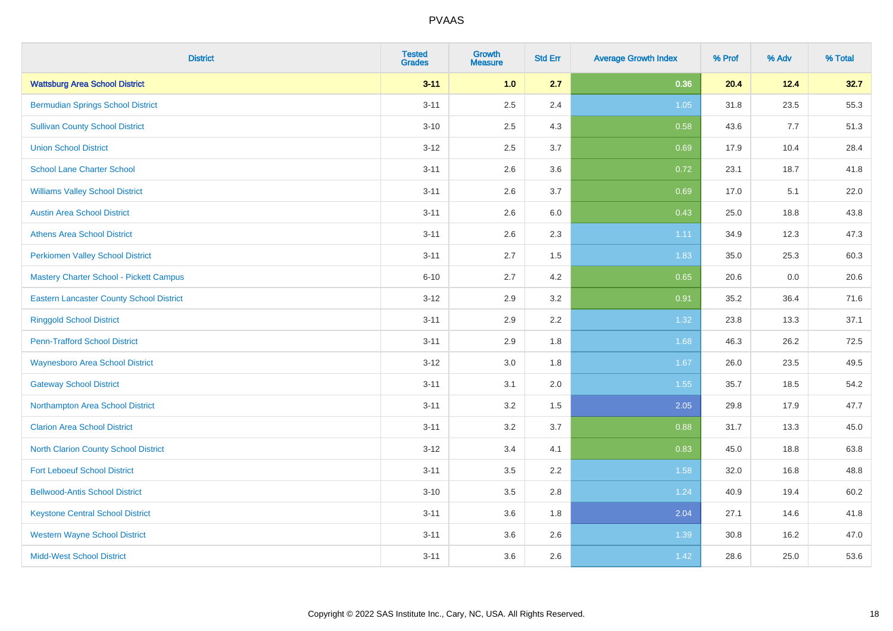# PVAAS

| District | Tested Grades | Growth Measure | Std Err | Average Growth Index | % Prof | % Adv | % Total |
|---|---|---|---|---|---|---|---|
| **Wattsburg Area School District** | **3-11** | **1.0** | **2.7** | **0.36** | **20.4** | **12.4** | **32.7** |
| Bermudian Springs School District | 3-11 | 2.5 | 2.4 | 1.05 | 31.8 | 23.5 | 55.3 |
| Sullivan County School District | 3-10 | 2.5 | 4.3 | 0.58 | 43.6 | 7.7 | 51.3 |
| Union School District | 3-12 | 2.5 | 3.7 | 0.69 | 17.9 | 10.4 | 28.4 |
| School Lane Charter School | 3-11 | 2.6 | 3.6 | 0.72 | 23.1 | 18.7 | 41.8 |
| Williams Valley School District | 3-11 | 2.6 | 3.7 | 0.69 | 17.0 | 5.1 | 22.0 |
| Austin Area School District | 3-11 | 2.6 | 6.0 | 0.43 | 25.0 | 18.8 | 43.8 |
| Athens Area School District | 3-11 | 2.6 | 2.3 | 1.11 | 34.9 | 12.3 | 47.3 |
| Perkiomen Valley School District | 3-11 | 2.7 | 1.5 | 1.83 | 35.0 | 25.3 | 60.3 |
| Mastery Charter School - Pickett Campus | 6-10 | 2.7 | 4.2 | 0.65 | 20.6 | 0.0 | 20.6 |
| Eastern Lancaster County School District | 3-12 | 2.9 | 3.2 | 0.91 | 35.2 | 36.4 | 71.6 |
| Ringgold School District | 3-11 | 2.9 | 2.2 | 1.32 | 23.8 | 13.3 | 37.1 |
| Penn-Trafford School District | 3-11 | 2.9 | 1.8 | 1.68 | 46.3 | 26.2 | 72.5 |
| Waynesboro Area School District | 3-12 | 3.0 | 1.8 | 1.67 | 26.0 | 23.5 | 49.5 |
| Gateway School District | 3-11 | 3.1 | 2.0 | 1.55 | 35.7 | 18.5 | 54.2 |
| Northampton Area School District | 3-11 | 3.2 | 1.5 | 2.05 | 29.8 | 17.9 | 47.7 |
| Clarion Area School District | 3-11 | 3.2 | 3.7 | 0.88 | 31.7 | 13.3 | 45.0 |
| North Clarion County School District | 3-12 | 3.4 | 4.1 | 0.83 | 45.0 | 18.8 | 63.8 |
| Fort Leboeuf School District | 3-11 | 3.5 | 2.2 | 1.58 | 32.0 | 16.8 | 48.8 |
| Bellwood-Antis School District | 3-10 | 3.5 | 2.8 | 1.24 | 40.9 | 19.4 | 60.2 |
| Keystone Central School District | 3-11 | 3.6 | 1.8 | 2.04 | 27.1 | 14.6 | 41.8 |
| Western Wayne School District | 3-11 | 3.6 | 2.6 | 1.39 | 30.8 | 16.2 | 47.0 |
| Midd-West School District | 3-11 | 3.6 | 2.6 | 1.42 | 28.6 | 25.0 | 53.6 |

Copyright © 2022 SAS Institute Inc., Cary, NC, USA. All Rights Reserved.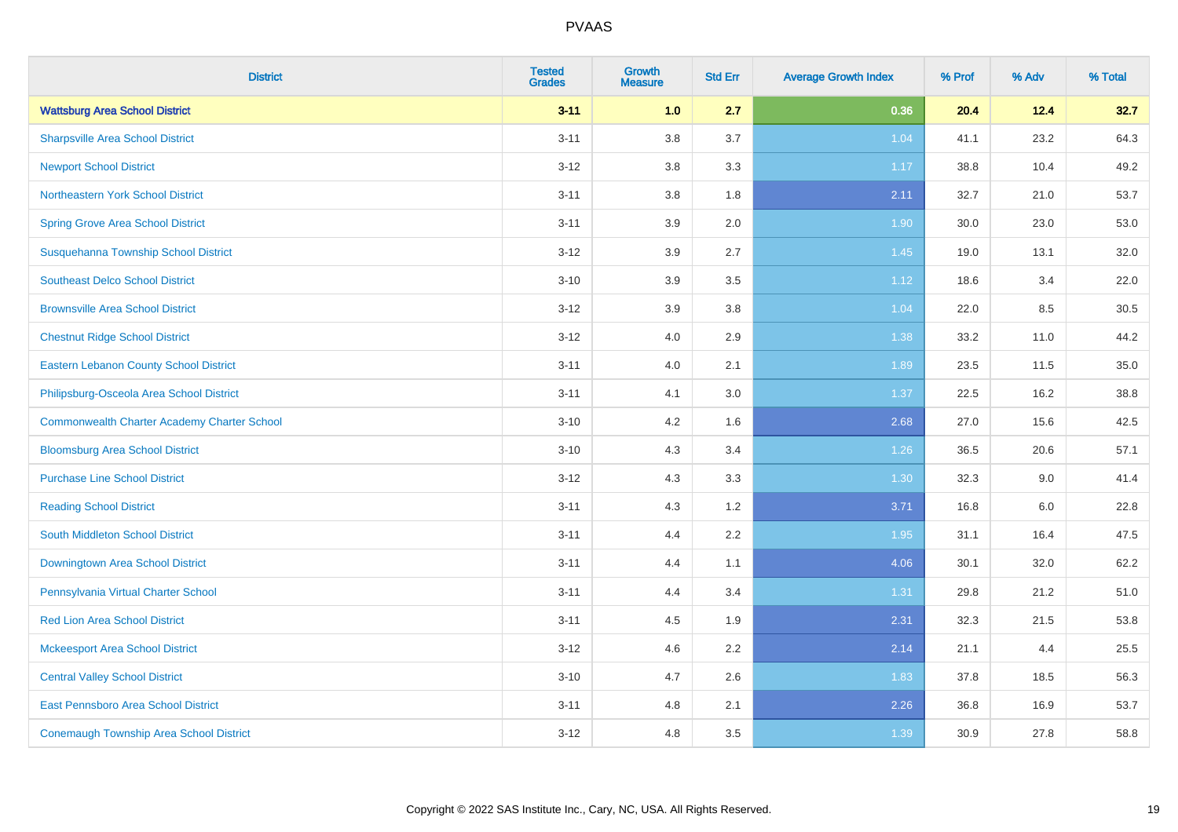# PVAAS

| District | Tested Grades | Growth Measure | Std Err | Average Growth Index | % Prof | % Adv | % Total |
|---|---|---|---|---|---|---|---|
| **Wattsburg Area School District** | **3-11** | **1.0** | **2.7** | **0.36** | **20.4** | **12.4** | **32.7** |
| Sharpsville Area School District | 3-11 | 3.8 | 3.7 | 1.04 | 41.1 | 23.2 | 64.3 |
| Newport School District | 3-12 | 3.8 | 3.3 | 1.17 | 38.8 | 10.4 | 49.2 |
| Northeastern York School District | 3-11 | 3.8 | 1.8 | 2.11 | 32.7 | 21.0 | 53.7 |
| Spring Grove Area School District | 3-11 | 3.9 | 2.0 | 1.90 | 30.0 | 23.0 | 53.0 |
| Susquehanna Township School District | 3-12 | 3.9 | 2.7 | 1.45 | 19.0 | 13.1 | 32.0 |
| Southeast Delco School District | 3-10 | 3.9 | 3.5 | 1.12 | 18.6 | 3.4 | 22.0 |
| Brownsville Area School District | 3-12 | 3.9 | 3.8 | 1.04 | 22.0 | 8.5 | 30.5 |
| Chestnut Ridge School District | 3-12 | 4.0 | 2.9 | 1.38 | 33.2 | 11.0 | 44.2 |
| Eastern Lebanon County School District | 3-11 | 4.0 | 2.1 | 1.89 | 23.5 | 11.5 | 35.0 |
| Philipsburg-Osceola Area School District | 3-11 | 4.1 | 3.0 | 1.37 | 22.5 | 16.2 | 38.8 |
| Commonwealth Charter Academy Charter School | 3-10 | 4.2 | 1.6 | 2.68 | 27.0 | 15.6 | 42.5 |
| Bloomsburg Area School District | 3-10 | 4.3 | 3.4 | 1.26 | 36.5 | 20.6 | 57.1 |
| Purchase Line School District | 3-12 | 4.3 | 3.3 | 1.30 | 32.3 | 9.0 | 41.4 |
| Reading School District | 3-11 | 4.3 | 1.2 | 3.71 | 16.8 | 6.0 | 22.8 |
| South Middleton School District | 3-11 | 4.4 | 2.2 | 1.95 | 31.1 | 16.4 | 47.5 |
| Downingtown Area School District | 3-11 | 4.4 | 1.1 | 4.06 | 30.1 | 32.0 | 62.2 |
| Pennsylvania Virtual Charter School | 3-11 | 4.4 | 3.4 | 1.31 | 29.8 | 21.2 | 51.0 |
| Red Lion Area School District | 3-11 | 4.5 | 1.9 | 2.31 | 32.3 | 21.5 | 53.8 |
| Mckeesport Area School District | 3-12 | 4.6 | 2.2 | 2.14 | 21.1 | 4.4 | 25.5 |
| Central Valley School District | 3-10 | 4.7 | 2.6 | 1.83 | 37.8 | 18.5 | 56.3 |
| East Pennsboro Area School District | 3-11 | 4.8 | 2.1 | 2.26 | 36.8 | 16.9 | 53.7 |
| Conemaugh Township Area School District | 3-12 | 4.8 | 3.5 | 1.39 | 30.9 | 27.8 | 58.8 |

Copyright © 2022 SAS Institute Inc., Cary, NC, USA. All Rights Reserved.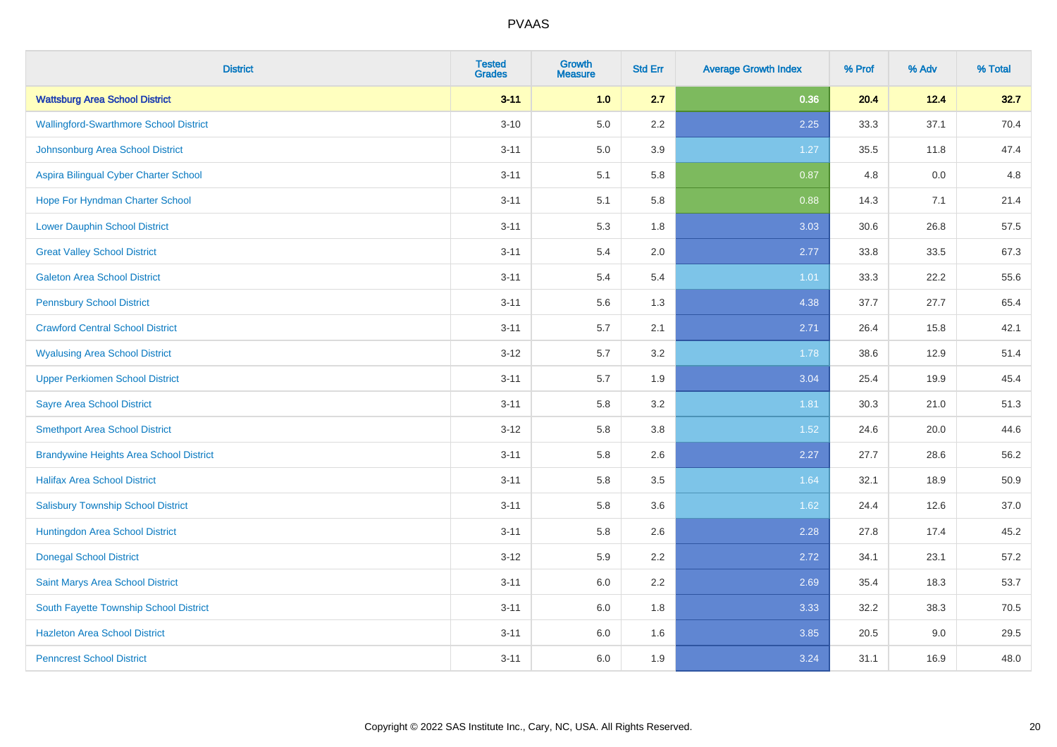# PVAAS

| District | Tested Grades | Growth Measure | Std Err | Average Growth Index | % Prof | % Adv | % Total |
|---|---|---|---|---|---|---|---|
| **Wattsburg Area School District** | **3-11** | **1.0** | **2.7** | **0.36** | **20.4** | **12.4** | **32.7** |
| Wallingford-Swarthmore School District | 3-10 | 5.0 | 2.2 | 2.25 | 33.3 | 37.1 | 70.4 |
| Johnsonburg Area School District | 3-11 | 5.0 | 3.9 | 1.27 | 35.5 | 11.8 | 47.4 |
| Aspira Bilingual Cyber Charter School | 3-11 | 5.1 | 5.8 | 0.87 | 4.8 | 0.0 | 4.8 |
| Hope For Hyndman Charter School | 3-11 | 5.1 | 5.8 | 0.88 | 14.3 | 7.1 | 21.4 |
| Lower Dauphin School District | 3-11 | 5.3 | 1.8 | 3.03 | 30.6 | 26.8 | 57.5 |
| Great Valley School District | 3-11 | 5.4 | 2.0 | 2.77 | 33.8 | 33.5 | 67.3 |
| Galeton Area School District | 3-11 | 5.4 | 5.4 | 1.01 | 33.3 | 22.2 | 55.6 |
| Pennsbury School District | 3-11 | 5.6 | 1.3 | 4.38 | 37.7 | 27.7 | 65.4 |
| Crawford Central School District | 3-11 | 5.7 | 2.1 | 2.71 | 26.4 | 15.8 | 42.1 |
| Wyalusing Area School District | 3-12 | 5.7 | 3.2 | 1.78 | 38.6 | 12.9 | 51.4 |
| Upper Perkiomen School District | 3-11 | 5.7 | 1.9 | 3.04 | 25.4 | 19.9 | 45.4 |
| Sayre Area School District | 3-11 | 5.8 | 3.2 | 1.81 | 30.3 | 21.0 | 51.3 |
| Smethport Area School District | 3-12 | 5.8 | 3.8 | 1.52 | 24.6 | 20.0 | 44.6 |
| Brandywine Heights Area School District | 3-11 | 5.8 | 2.6 | 2.27 | 27.7 | 28.6 | 56.2 |
| Halifax Area School District | 3-11 | 5.8 | 3.5 | 1.64 | 32.1 | 18.9 | 50.9 |
| Salisbury Township School District | 3-11 | 5.8 | 3.6 | 1.62 | 24.4 | 12.6 | 37.0 |
| Huntingdon Area School District | 3-11 | 5.8 | 2.6 | 2.28 | 27.8 | 17.4 | 45.2 |
| Donegal School District | 3-12 | 5.9 | 2.2 | 2.72 | 34.1 | 23.1 | 57.2 |
| Saint Marys Area School District | 3-11 | 6.0 | 2.2 | 2.69 | 35.4 | 18.3 | 53.7 |
| South Fayette Township School District | 3-11 | 6.0 | 1.8 | 3.33 | 32.2 | 38.3 | 70.5 |
| Hazleton Area School District | 3-11 | 6.0 | 1.6 | 3.85 | 20.5 | 9.0 | 29.5 |
| Penncrest School District | 3-11 | 6.0 | 1.9 | 3.24 | 31.1 | 16.9 | 48.0 |

Copyright © 2022 SAS Institute Inc., Cary, NC, USA. All Rights Reserved.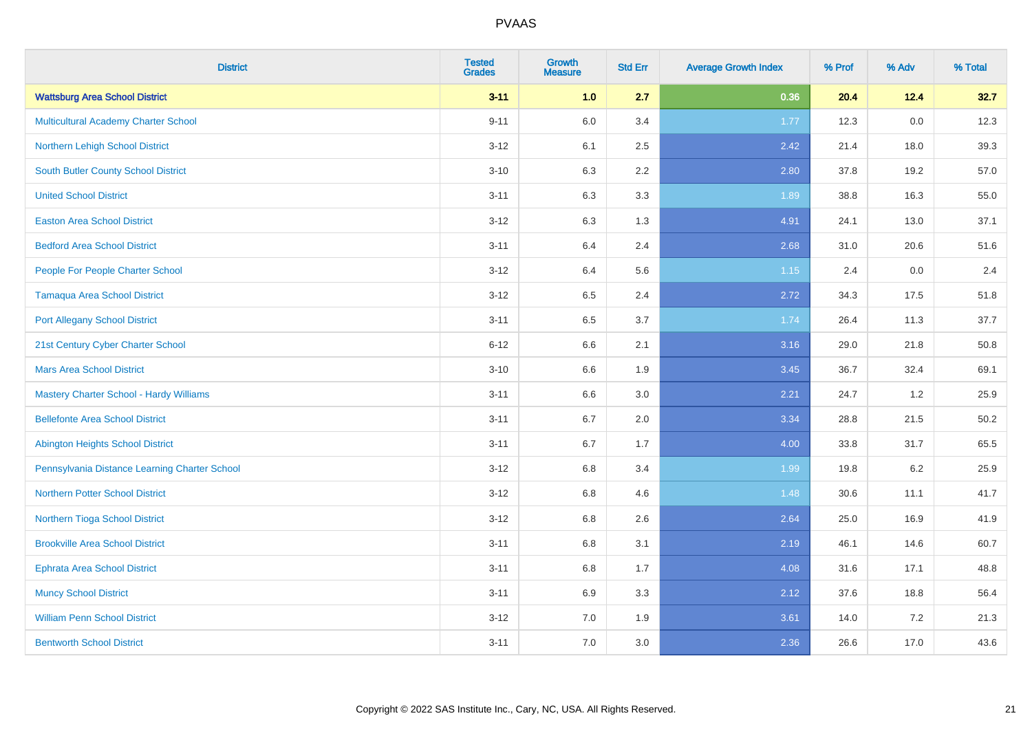# PVAAS

| District | Tested Grades | Growth Measure | Std Err | Average Growth Index | % Prof | % Adv | % Total |
|---|---|---|---|---|---|---|---|
| **Wattsburg Area School District** | **3-11** | **1.0** | **2.7** | **0.36** | **20.4** | **12.4** | **32.7** |
| Multicultural Academy Charter School | 9-11 | 6.0 | 3.4 | 1.77 | 12.3 | 0.0 | 12.3 |
| Northern Lehigh School District | 3-12 | 6.1 | 2.5 | 2.42 | 21.4 | 18.0 | 39.3 |
| South Butler County School District | 3-10 | 6.3 | 2.2 | 2.80 | 37.8 | 19.2 | 57.0 |
| United School District | 3-11 | 6.3 | 3.3 | 1.89 | 38.8 | 16.3 | 55.0 |
| Easton Area School District | 3-12 | 6.3 | 1.3 | 4.91 | 24.1 | 13.0 | 37.1 |
| Bedford Area School District | 3-11 | 6.4 | 2.4 | 2.68 | 31.0 | 20.6 | 51.6 |
| People For People Charter School | 3-12 | 6.4 | 5.6 | 1.15 | 2.4 | 0.0 | 2.4 |
| Tamaqua Area School District | 3-12 | 6.5 | 2.4 | 2.72 | 34.3 | 17.5 | 51.8 |
| Port Allegany School District | 3-11 | 6.5 | 3.7 | 1.74 | 26.4 | 11.3 | 37.7 |
| 21st Century Cyber Charter School | 6-12 | 6.6 | 2.1 | 3.16 | 29.0 | 21.8 | 50.8 |
| Mars Area School District | 3-10 | 6.6 | 1.9 | 3.45 | 36.7 | 32.4 | 69.1 |
| Mastery Charter School - Hardy Williams | 3-11 | 6.6 | 3.0 | 2.21 | 24.7 | 1.2 | 25.9 |
| Bellefonte Area School District | 3-11 | 6.7 | 2.0 | 3.34 | 28.8 | 21.5 | 50.2 |
| Abington Heights School District | 3-11 | 6.7 | 1.7 | 4.00 | 33.8 | 31.7 | 65.5 |
| Pennsylvania Distance Learning Charter School | 3-12 | 6.8 | 3.4 | 1.99 | 19.8 | 6.2 | 25.9 |
| Northern Potter School District | 3-12 | 6.8 | 4.6 | 1.48 | 30.6 | 11.1 | 41.7 |
| Northern Tioga School District | 3-12 | 6.8 | 2.6 | 2.64 | 25.0 | 16.9 | 41.9 |
| Brookville Area School District | 3-11 | 6.8 | 3.1 | 2.19 | 46.1 | 14.6 | 60.7 |
| Ephrata Area School District | 3-11 | 6.8 | 1.7 | 4.08 | 31.6 | 17.1 | 48.8 |
| Muncy School District | 3-11 | 6.9 | 3.3 | 2.12 | 37.6 | 18.8 | 56.4 |
| William Penn School District | 3-12 | 7.0 | 1.9 | 3.61 | 14.0 | 7.2 | 21.3 |
| Bentworth School District | 3-11 | 7.0 | 3.0 | 2.36 | 26.6 | 17.0 | 43.6 |

Copyright © 2022 SAS Institute Inc., Cary, NC, USA. All Rights Reserved.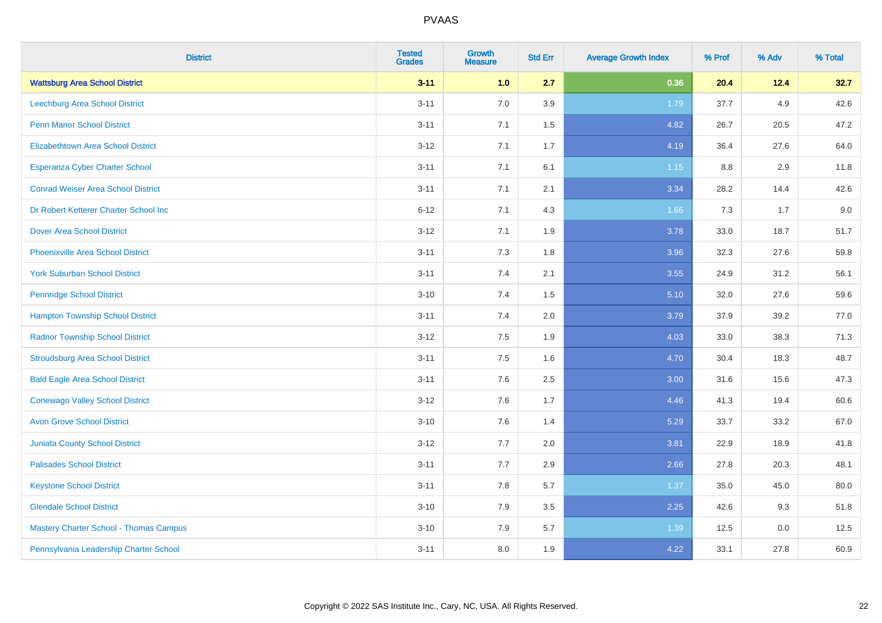| District | Tested Grades | Growth Measure | Std Err | Average Growth Index | % Prof | % Adv | % Total |
|---|---|---|---|---|---|---|---|
| **Wattsburg Area School District** | **3-11** | **1.0** | **2.7** | **0.36** | **20.4** | **12.4** | **32.7** |
| Leechburg Area School District | 3-11 | 7.0 | 3.9 | 1.79 | 37.7 | 4.9 | 42.6 |
| Penn Manor School District | 3-11 | 7.1 | 1.5 | 4.82 | 26.7 | 20.5 | 47.2 |
| Elizabethtown Area School District | 3-12 | 7.1 | 1.7 | 4.19 | 36.4 | 27.6 | 64.0 |
| Esperanza Cyber Charter School | 3-11 | 7.1 | 6.1 | 1.15 | 8.8 | 2.9 | 11.8 |
| Conrad Weiser Area School District | 3-11 | 7.1 | 2.1 | 3.34 | 28.2 | 14.4 | 42.6 |
| Dr Robert Ketterer Charter School Inc | 6-12 | 7.1 | 4.3 | 1.66 | 7.3 | 1.7 | 9.0 |
| Dover Area School District | 3-12 | 7.1 | 1.9 | 3.78 | 33.0 | 18.7 | 51.7 |
| Phoenixville Area School District | 3-11 | 7.3 | 1.8 | 3.96 | 32.3 | 27.6 | 59.8 |
| York Suburban School District | 3-11 | 7.4 | 2.1 | 3.55 | 24.9 | 31.2 | 56.1 |
| Pennridge School District | 3-10 | 7.4 | 1.5 | 5.10 | 32.0 | 27.6 | 59.6 |
| Hampton Township School District | 3-11 | 7.4 | 2.0 | 3.79 | 37.9 | 39.2 | 77.0 |
| Radnor Township School District | 3-12 | 7.5 | 1.9 | 4.03 | 33.0 | 38.3 | 71.3 |
| Stroudsburg Area School District | 3-11 | 7.5 | 1.6 | 4.70 | 30.4 | 18.3 | 48.7 |
| Bald Eagle Area School District | 3-11 | 7.6 | 2.5 | 3.00 | 31.6 | 15.6 | 47.3 |
| Conewago Valley School District | 3-12 | 7.6 | 1.7 | 4.46 | 41.3 | 19.4 | 60.6 |
| Avon Grove School District | 3-10 | 7.6 | 1.4 | 5.29 | 33.7 | 33.2 | 67.0 |
| Juniata County School District | 3-12 | 7.7 | 2.0 | 3.81 | 22.9 | 18.9 | 41.8 |
| Palisades School District | 3-11 | 7.7 | 2.9 | 2.66 | 27.8 | 20.3 | 48.1 |
| Keystone School District | 3-11 | 7.8 | 5.7 | 1.37 | 35.0 | 45.0 | 80.0 |
| Glendale School District | 3-10 | 7.9 | 3.5 | 2.25 | 42.6 | 9.3 | 51.8 |
| Mastery Charter School - Thomas Campus | 3-10 | 7.9 | 5.7 | 1.39 | 12.5 | 0.0 | 12.5 |
| Pennsylvania Leadership Charter School | 3-11 | 8.0 | 1.9 | 4.22 | 33.1 | 27.8 | 60.9 |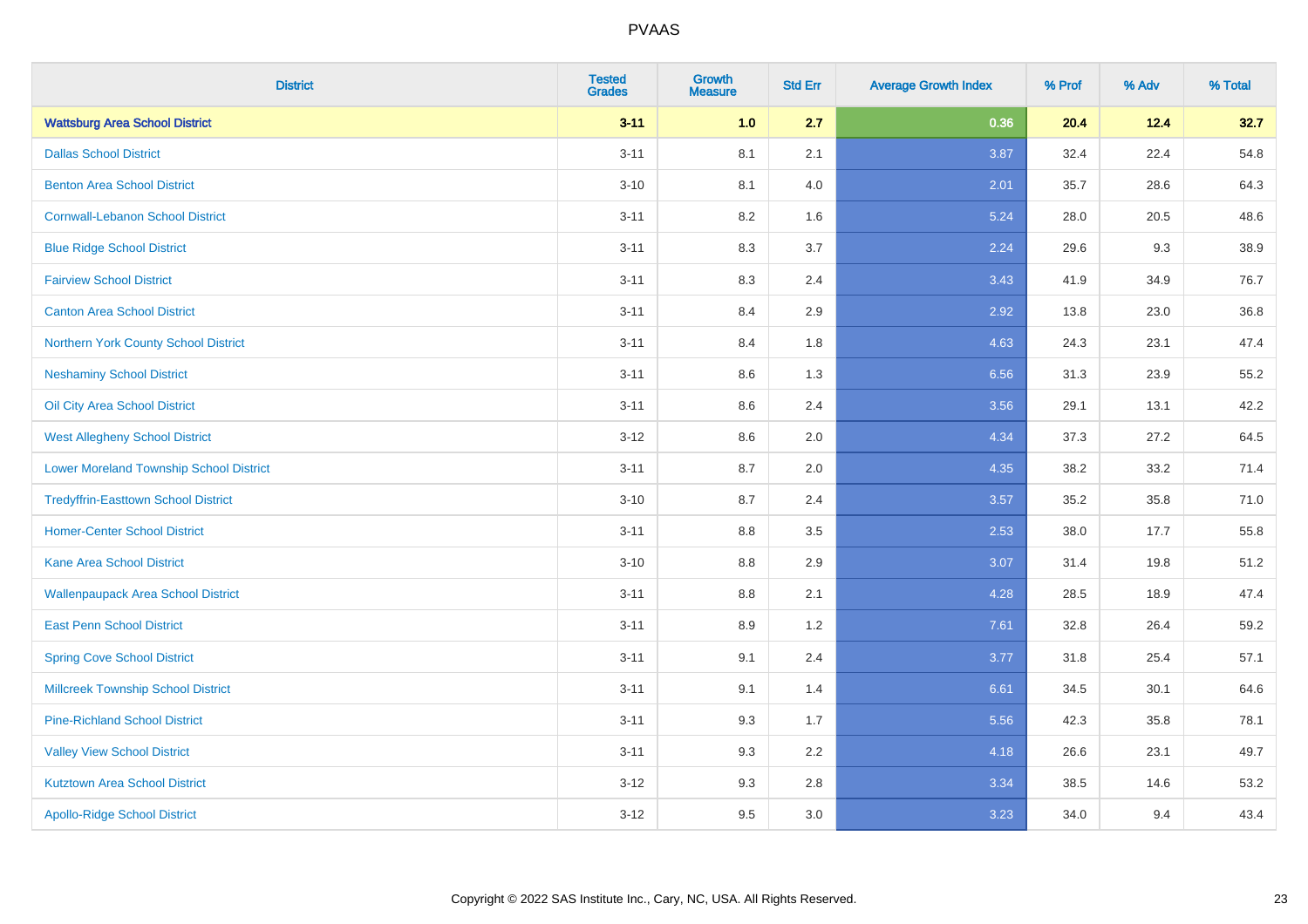| District | Tested Grades | Growth Measure | Std Err | Average Growth Index | % Prof | % Adv | % Total |
|---|---|---|---|---|---|---|---|
| **Wattsburg Area School District** | **3-11** | **1.0** | **2.7** | **0.36** | **20.4** | **12.4** | **32.7** |
| Dallas School District | 3-11 | 8.1 | 2.1 | 3.87 | 32.4 | 22.4 | 54.8 |
| Benton Area School District | 3-10 | 8.1 | 4.0 | 2.01 | 35.7 | 28.6 | 64.3 |
| Cornwall-Lebanon School District | 3-11 | 8.2 | 1.6 | 5.24 | 28.0 | 20.5 | 48.6 |
| Blue Ridge School District | 3-11 | 8.3 | 3.7 | 2.24 | 29.6 | 9.3 | 38.9 |
| Fairview School District | 3-11 | 8.3 | 2.4 | 3.43 | 41.9 | 34.9 | 76.7 |
| Canton Area School District | 3-11 | 8.4 | 2.9 | 2.92 | 13.8 | 23.0 | 36.8 |
| Northern York County School District | 3-11 | 8.4 | 1.8 | 4.63 | 24.3 | 23.1 | 47.4 |
| Neshaminy School District | 3-11 | 8.6 | 1.3 | 6.56 | 31.3 | 23.9 | 55.2 |
| Oil City Area School District | 3-11 | 8.6 | 2.4 | 3.56 | 29.1 | 13.1 | 42.2 |
| West Allegheny School District | 3-12 | 8.6 | 2.0 | 4.34 | 37.3 | 27.2 | 64.5 |
| Lower Moreland Township School District | 3-11 | 8.7 | 2.0 | 4.35 | 38.2 | 33.2 | 71.4 |
| Tredyffrin-Easttown School District | 3-10 | 8.7 | 2.4 | 3.57 | 35.2 | 35.8 | 71.0 |
| Homer-Center School District | 3-11 | 8.8 | 3.5 | 2.53 | 38.0 | 17.7 | 55.8 |
| Kane Area School District | 3-10 | 8.8 | 2.9 | 3.07 | 31.4 | 19.8 | 51.2 |
| Wallenpaupack Area School District | 3-11 | 8.8 | 2.1 | 4.28 | 28.5 | 18.9 | 47.4 |
| East Penn School District | 3-11 | 8.9 | 1.2 | 7.61 | 32.8 | 26.4 | 59.2 |
| Spring Cove School District | 3-11 | 9.1 | 2.4 | 3.77 | 31.8 | 25.4 | 57.1 |
| Millcreek Township School District | 3-11 | 9.1 | 1.4 | 6.61 | 34.5 | 30.1 | 64.6 |
| Pine-Richland School District | 3-11 | 9.3 | 1.7 | 5.56 | 42.3 | 35.8 | 78.1 |
| Valley View School District | 3-11 | 9.3 | 2.2 | 4.18 | 26.6 | 23.1 | 49.7 |
| Kutztown Area School District | 3-12 | 9.3 | 2.8 | 3.34 | 38.5 | 14.6 | 53.2 |
| Apollo-Ridge School District | 3-12 | 9.5 | 3.0 | 3.23 | 34.0 | 9.4 | 43.4 |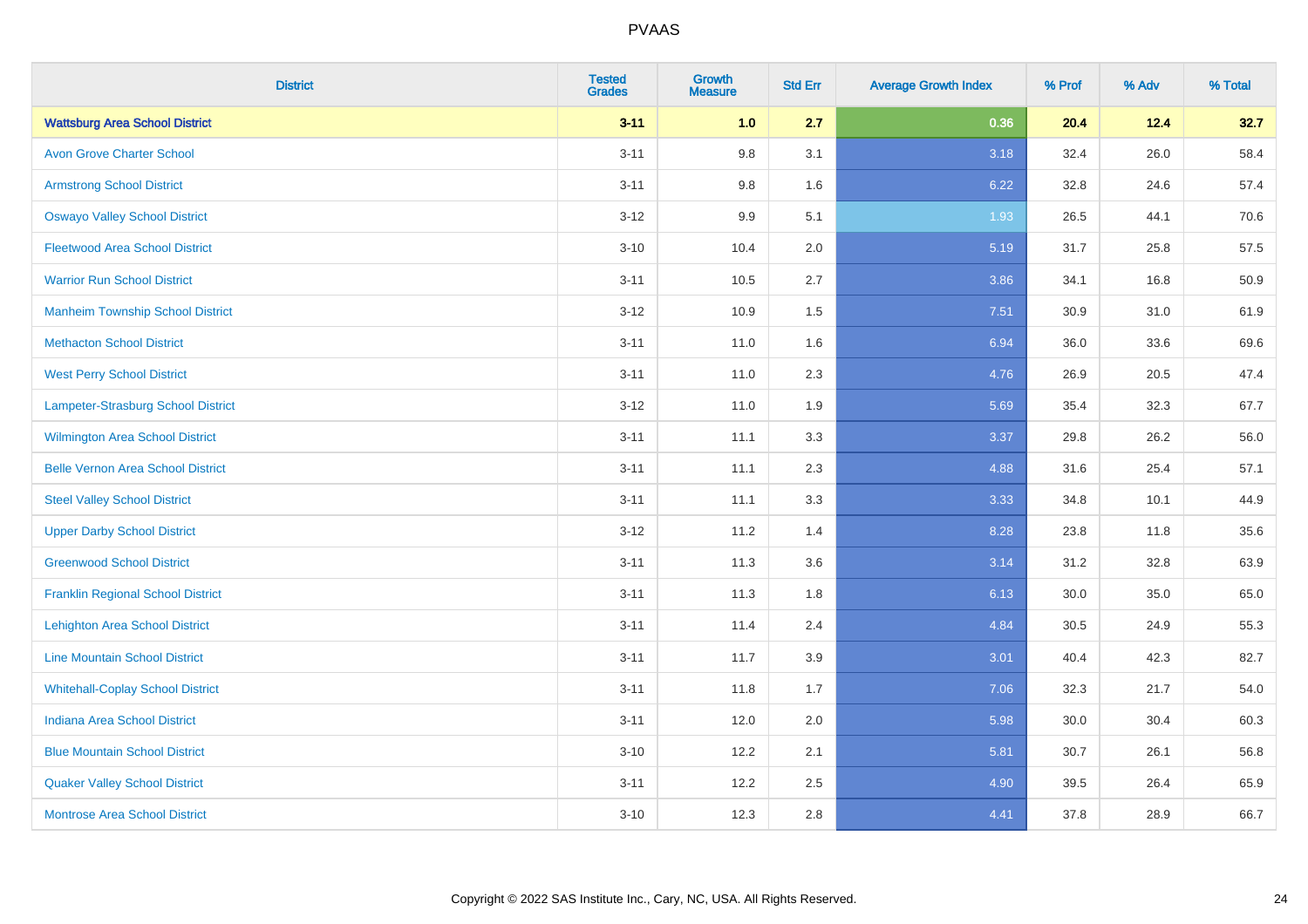| District | Tested Grades | Growth Measure | Std Err | Average Growth Index | % Prof | % Adv | % Total |
|---|---|---|---|---|---|---|---|
| **Wattsburg Area School District** | **3-11** | **1.0** | **2.7** | **0.36** | **20.4** | **12.4** | **32.7** |
| Avon Grove Charter School | 3-11 | 9.8 | 3.1 | 3.18 | 32.4 | 26.0 | 58.4 |
| Armstrong School District | 3-11 | 9.8 | 1.6 | 6.22 | 32.8 | 24.6 | 57.4 |
| Oswayo Valley School District | 3-12 | 9.9 | 5.1 | 1.93 | 26.5 | 44.1 | 70.6 |
| Fleetwood Area School District | 3-10 | 10.4 | 2.0 | 5.19 | 31.7 | 25.8 | 57.5 |
| Warrior Run School District | 3-11 | 10.5 | 2.7 | 3.86 | 34.1 | 16.8 | 50.9 |
| Manheim Township School District | 3-12 | 10.9 | 1.5 | 7.51 | 30.9 | 31.0 | 61.9 |
| Methacton School District | 3-11 | 11.0 | 1.6 | 6.94 | 36.0 | 33.6 | 69.6 |
| West Perry School District | 3-11 | 11.0 | 2.3 | 4.76 | 26.9 | 20.5 | 47.4 |
| Lampeter-Strasburg School District | 3-12 | 11.0 | 1.9 | 5.69 | 35.4 | 32.3 | 67.7 |
| Wilmington Area School District | 3-11 | 11.1 | 3.3 | 3.37 | 29.8 | 26.2 | 56.0 |
| Belle Vernon Area School District | 3-11 | 11.1 | 2.3 | 4.88 | 31.6 | 25.4 | 57.1 |
| Steel Valley School District | 3-11 | 11.1 | 3.3 | 3.33 | 34.8 | 10.1 | 44.9 |
| Upper Darby School District | 3-12 | 11.2 | 1.4 | 8.28 | 23.8 | 11.8 | 35.6 |
| Greenwood School District | 3-11 | 11.3 | 3.6 | 3.14 | 31.2 | 32.8 | 63.9 |
| Franklin Regional School District | 3-11 | 11.3 | 1.8 | 6.13 | 30.0 | 35.0 | 65.0 |
| Lehighton Area School District | 3-11 | 11.4 | 2.4 | 4.84 | 30.5 | 24.9 | 55.3 |
| Line Mountain School District | 3-11 | 11.7 | 3.9 | 3.01 | 40.4 | 42.3 | 82.7 |
| Whitehall-Coplay School District | 3-11 | 11.8 | 1.7 | 7.06 | 32.3 | 21.7 | 54.0 |
| Indiana Area School District | 3-11 | 12.0 | 2.0 | 5.98 | 30.0 | 30.4 | 60.3 |
| Blue Mountain School District | 3-10 | 12.2 | 2.1 | 5.81 | 30.7 | 26.1 | 56.8 |
| Quaker Valley School District | 3-11 | 12.2 | 2.5 | 4.90 | 39.5 | 26.4 | 65.9 |
| Montrose Area School District | 3-10 | 12.3 | 2.8 | 4.41 | 37.8 | 28.9 | 66.7 |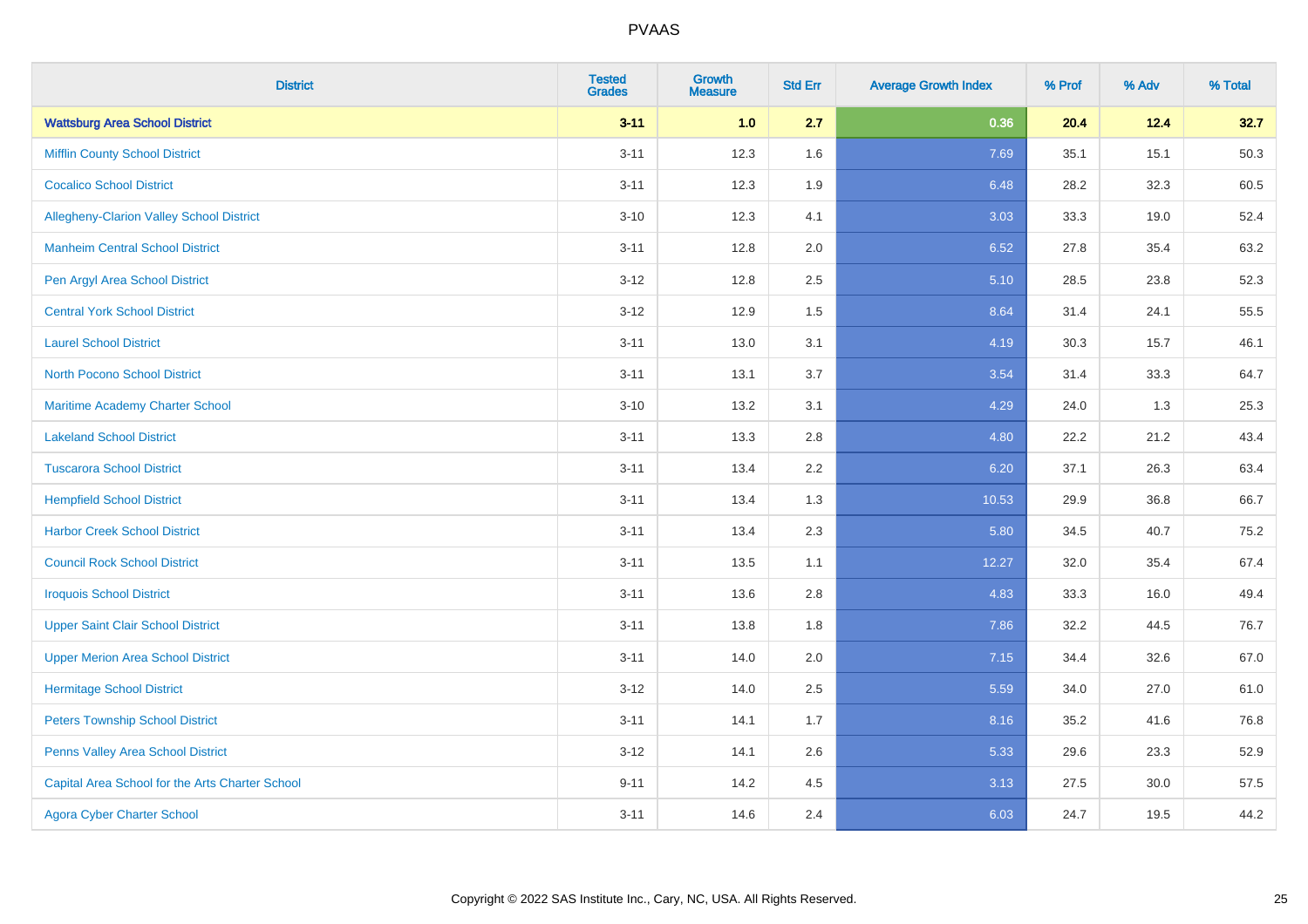| District | Tested Grades | Growth Measure | Std Err | Average Growth Index | % Prof | % Adv | % Total |
|---|---|---|---|---|---|---|---|
| **Wattsburg Area School District** | **3-11** | **1.0** | **2.7** | **0.36** | **20.4** | **12.4** | **32.7** |
| Mifflin County School District | 3-11 | 12.3 | 1.6 | 7.69 | 35.1 | 15.1 | 50.3 |
| Cocalico School District | 3-11 | 12.3 | 1.9 | 6.48 | 28.2 | 32.3 | 60.5 |
| Allegheny-Clarion Valley School District | 3-10 | 12.3 | 4.1 | 3.03 | 33.3 | 19.0 | 52.4 |
| Manheim Central School District | 3-11 | 12.8 | 2.0 | 6.52 | 27.8 | 35.4 | 63.2 |
| Pen Argyl Area School District | 3-12 | 12.8 | 2.5 | 5.10 | 28.5 | 23.8 | 52.3 |
| Central York School District | 3-12 | 12.9 | 1.5 | 8.64 | 31.4 | 24.1 | 55.5 |
| Laurel School District | 3-11 | 13.0 | 3.1 | 4.19 | 30.3 | 15.7 | 46.1 |
| North Pocono School District | 3-11 | 13.1 | 3.7 | 3.54 | 31.4 | 33.3 | 64.7 |
| Maritime Academy Charter School | 3-10 | 13.2 | 3.1 | 4.29 | 24.0 | 1.3 | 25.3 |
| Lakeland School District | 3-11 | 13.3 | 2.8 | 4.80 | 22.2 | 21.2 | 43.4 |
| Tuscarora School District | 3-11 | 13.4 | 2.2 | 6.20 | 37.1 | 26.3 | 63.4 |
| Hempfield School District | 3-11 | 13.4 | 1.3 | 10.53 | 29.9 | 36.8 | 66.7 |
| Harbor Creek School District | 3-11 | 13.4 | 2.3 | 5.80 | 34.5 | 40.7 | 75.2 |
| Council Rock School District | 3-11 | 13.5 | 1.1 | 12.27 | 32.0 | 35.4 | 67.4 |
| Iroquois School District | 3-11 | 13.6 | 2.8 | 4.83 | 33.3 | 16.0 | 49.4 |
| Upper Saint Clair School District | 3-11 | 13.8 | 1.8 | 7.86 | 32.2 | 44.5 | 76.7 |
| Upper Merion Area School District | 3-11 | 14.0 | 2.0 | 7.15 | 34.4 | 32.6 | 67.0 |
| Hermitage School District | 3-12 | 14.0 | 2.5 | 5.59 | 34.0 | 27.0 | 61.0 |
| Peters Township School District | 3-11 | 14.1 | 1.7 | 8.16 | 35.2 | 41.6 | 76.8 |
| Penns Valley Area School District | 3-12 | 14.1 | 2.6 | 5.33 | 29.6 | 23.3 | 52.9 |
| Capital Area School for the Arts Charter School | 9-11 | 14.2 | 4.5 | 3.13 | 27.5 | 30.0 | 57.5 |
| Agora Cyber Charter School | 3-11 | 14.6 | 2.4 | 6.03 | 24.7 | 19.5 | 44.2 |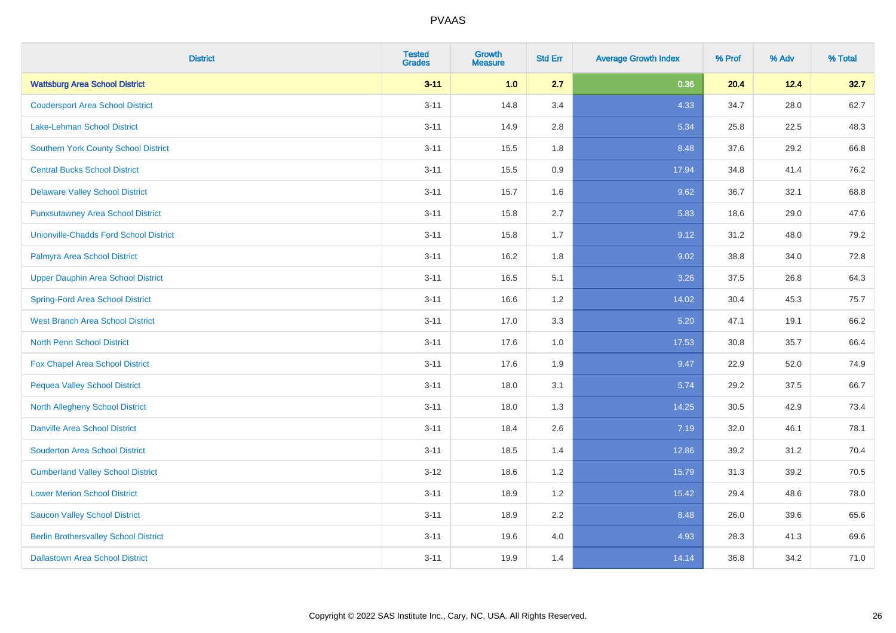# PVAAS

| District | Tested Grades | Growth Measure | Std Err | Average Growth Index | % Prof | % Adv | % Total |
|---|---|---|---|---|---|---|---|
| **Wattsburg Area School District** | **3-11** | **1.0** | **2.7** | **0.36** | **20.4** | **12.4** | **32.7** |
| Coudersport Area School District | 3-11 | 14.8 | 3.4 | 4.33 | 34.7 | 28.0 | 62.7 |
| Lake-Lehman School District | 3-11 | 14.9 | 2.8 | 5.34 | 25.8 | 22.5 | 48.3 |
| Southern York County School District | 3-11 | 15.5 | 1.8 | 8.48 | 37.6 | 29.2 | 66.8 |
| Central Bucks School District | 3-11 | 15.5 | 0.9 | 17.94 | 34.8 | 41.4 | 76.2 |
| Delaware Valley School District | 3-11 | 15.7 | 1.6 | 9.62 | 36.7 | 32.1 | 68.8 |
| Punxsutawney Area School District | 3-11 | 15.8 | 2.7 | 5.83 | 18.6 | 29.0 | 47.6 |
| Unionville-Chadds Ford School District | 3-11 | 15.8 | 1.7 | 9.12 | 31.2 | 48.0 | 79.2 |
| Palmyra Area School District | 3-11 | 16.2 | 1.8 | 9.02 | 38.8 | 34.0 | 72.8 |
| Upper Dauphin Area School District | 3-11 | 16.5 | 5.1 | 3.26 | 37.5 | 26.8 | 64.3 |
| Spring-Ford Area School District | 3-11 | 16.6 | 1.2 | 14.02 | 30.4 | 45.3 | 75.7 |
| West Branch Area School District | 3-11 | 17.0 | 3.3 | 5.20 | 47.1 | 19.1 | 66.2 |
| North Penn School District | 3-11 | 17.6 | 1.0 | 17.53 | 30.8 | 35.7 | 66.4 |
| Fox Chapel Area School District | 3-11 | 17.6 | 1.9 | 9.47 | 22.9 | 52.0 | 74.9 |
| Pequea Valley School District | 3-11 | 18.0 | 3.1 | 5.74 | 29.2 | 37.5 | 66.7 |
| North Allegheny School District | 3-11 | 18.0 | 1.3 | 14.25 | 30.5 | 42.9 | 73.4 |
| Danville Area School District | 3-11 | 18.4 | 2.6 | 7.19 | 32.0 | 46.1 | 78.1 |
| Souderton Area School District | 3-11 | 18.5 | 1.4 | 12.86 | 39.2 | 31.2 | 70.4 |
| Cumberland Valley School District | 3-12 | 18.6 | 1.2 | 15.79 | 31.3 | 39.2 | 70.5 |
| Lower Merion School District | 3-11 | 18.9 | 1.2 | 15.42 | 29.4 | 48.6 | 78.0 |
| Saucon Valley School District | 3-11 | 18.9 | 2.2 | 8.48 | 26.0 | 39.6 | 65.6 |
| Berlin Brothersvalley School District | 3-11 | 19.6 | 4.0 | 4.93 | 28.3 | 41.3 | 69.6 |
| Dallastown Area School District | 3-11 | 19.9 | 1.4 | 14.14 | 36.8 | 34.2 | 71.0 |

Copyright © 2022 SAS Institute Inc., Cary, NC, USA. All Rights Reserved.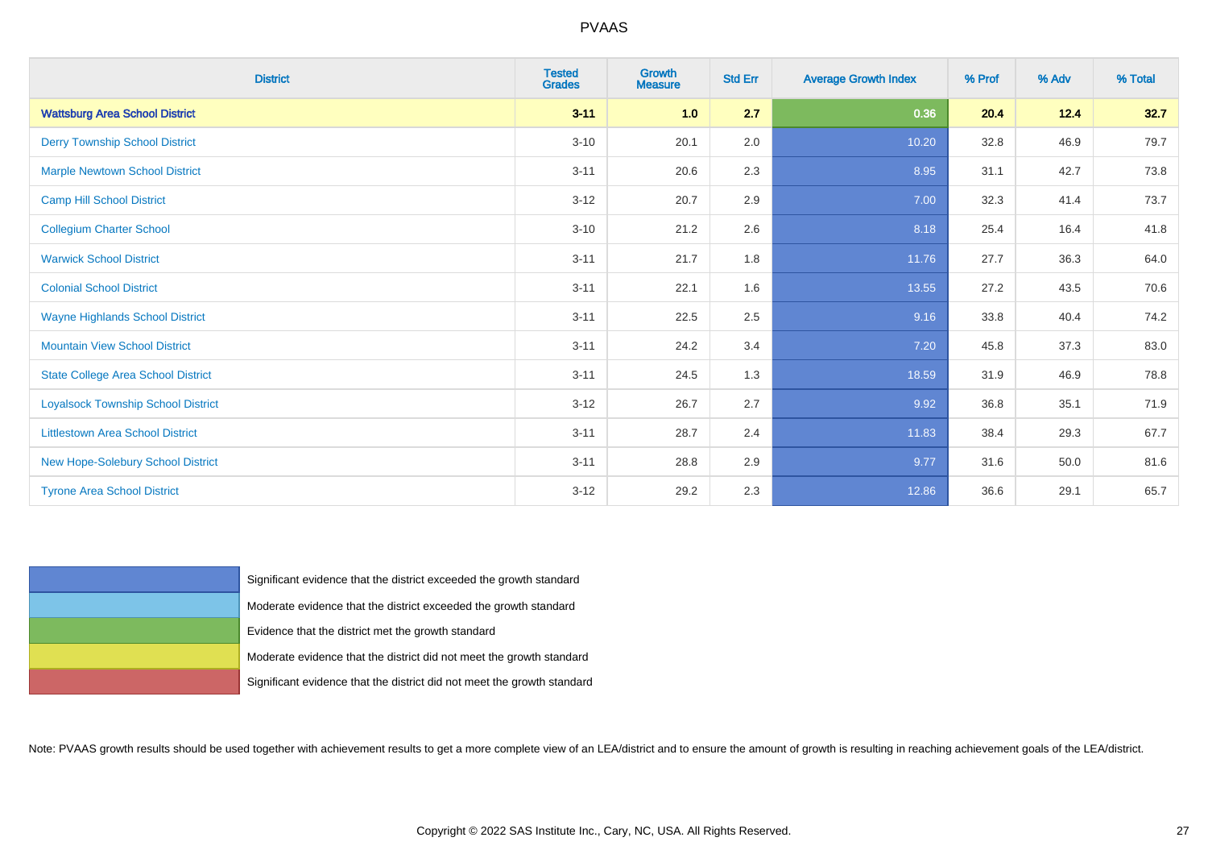# PVAAS

| District | Tested Grades | Growth Measure | Std Err | Average Growth Index | % Prof | % Adv | % Total |
|---|---|---|---|---|---|---|---|
| **Wattsburg Area School District** | **3-11** | **1.0** | **2.7** | **0.36** | **20.4** | **12.4** | **32.7** |
| Derry Township School District | 3-10 | 20.1 | 2.0 | 10.20 | 32.8 | 46.9 | 79.7 |
| Marple Newtown School District | 3-11 | 20.6 | 2.3 | 8.95 | 31.1 | 42.7 | 73.8 |
| Camp Hill School District | 3-12 | 20.7 | 2.9 | 7.00 | 32.3 | 41.4 | 73.7 |
| Collegium Charter School | 3-10 | 21.2 | 2.6 | 8.18 | 25.4 | 16.4 | 41.8 |
| Warwick School District | 3-11 | 21.7 | 1.8 | 11.76 | 27.7 | 36.3 | 64.0 |
| Colonial School District | 3-11 | 22.1 | 1.6 | 13.55 | 27.2 | 43.5 | 70.6 |
| Wayne Highlands School District | 3-11 | 22.5 | 2.5 | 9.16 | 33.8 | 40.4 | 74.2 |
| Mountain View School District | 3-11 | 24.2 | 3.4 | 7.20 | 45.8 | 37.3 | 83.0 |
| State College Area School District | 3-11 | 24.5 | 1.3 | 18.59 | 31.9 | 46.9 | 78.8 |
| Loyalsock Township School District | 3-12 | 26.7 | 2.7 | 9.92 | 36.8 | 35.1 | 71.9 |
| Littlestown Area School District | 3-11 | 28.7 | 2.4 | 11.83 | 38.4 | 29.3 | 67.7 |
| New Hope-Solebury School District | 3-11 | 28.8 | 2.9 | 9.77 | 31.6 | 50.0 | 81.6 |
| Tyrone Area School District | 3-12 | 29.2 | 2.3 | 12.86 | 36.6 | 29.1 | 65.7 |

Significant evidence that the district exceeded the growth standard

Moderate evidence that the district exceeded the growth standard

Evidence that the district met the growth standard

Moderate evidence that the district did not meet the growth standard

Significant evidence that the district did not meet the growth standard

Note: PVAAS growth results should be used together with achievement results to get a more complete view of an LEA/district and to ensure the amount of growth is resulting in reaching achievement goals of the LEA/district.

Copyright © 2022 SAS Institute Inc., Cary, NC, USA. All Rights Reserved.